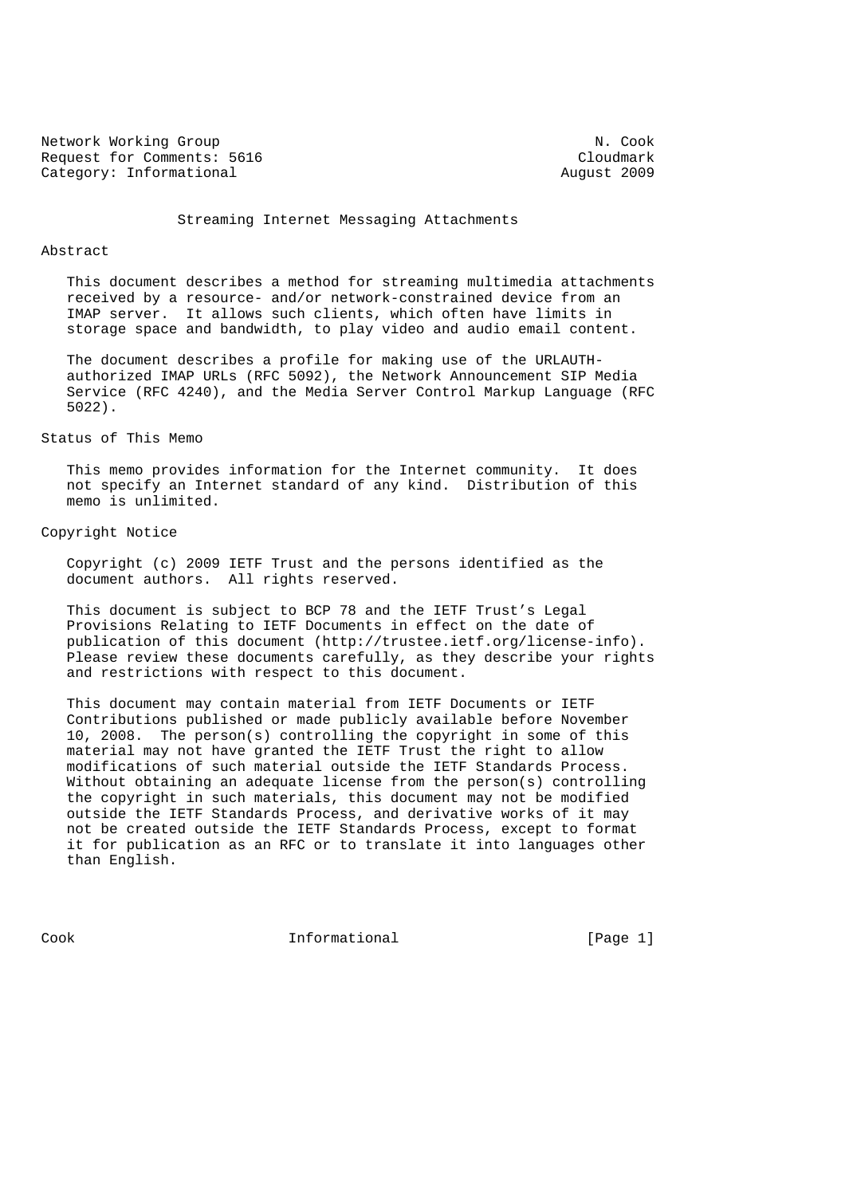Network Working Group N. Cook
Request for Comments: 5616 Cloudmark
Category: Informational August 2009

# Streaming Internet Messaging Attachments

## Abstract

This document describes a method for streaming multimedia attachments received by a resource- and/or network-constrained device from an IMAP server. It allows such clients, which often have limits in storage space and bandwidth, to play video and audio email content.

The document describes a profile for making use of the URLAUTH-authorized IMAP URLs (RFC 5092), the Network Announcement SIP Media Service (RFC 4240), and the Media Server Control Markup Language (RFC 5022).

## Status of This Memo

This memo provides information for the Internet community. It does not specify an Internet standard of any kind. Distribution of this memo is unlimited.

## Copyright Notice

Copyright (c) 2009 IETF Trust and the persons identified as the document authors. All rights reserved.

This document is subject to BCP 78 and the IETF Trust's Legal Provisions Relating to IETF Documents in effect on the date of publication of this document (http://trustee.ietf.org/license-info). Please review these documents carefully, as they describe your rights and restrictions with respect to this document.

This document may contain material from IETF Documents or IETF Contributions published or made publicly available before November 10, 2008. The person(s) controlling the copyright in some of this material may not have granted the IETF Trust the right to allow modifications of such material outside the IETF Standards Process. Without obtaining an adequate license from the person(s) controlling the copyright in such materials, this document may not be modified outside the IETF Standards Process, and derivative works of it may not be created outside the IETF Standards Process, except to format it for publication as an RFC or to translate it into languages other than English.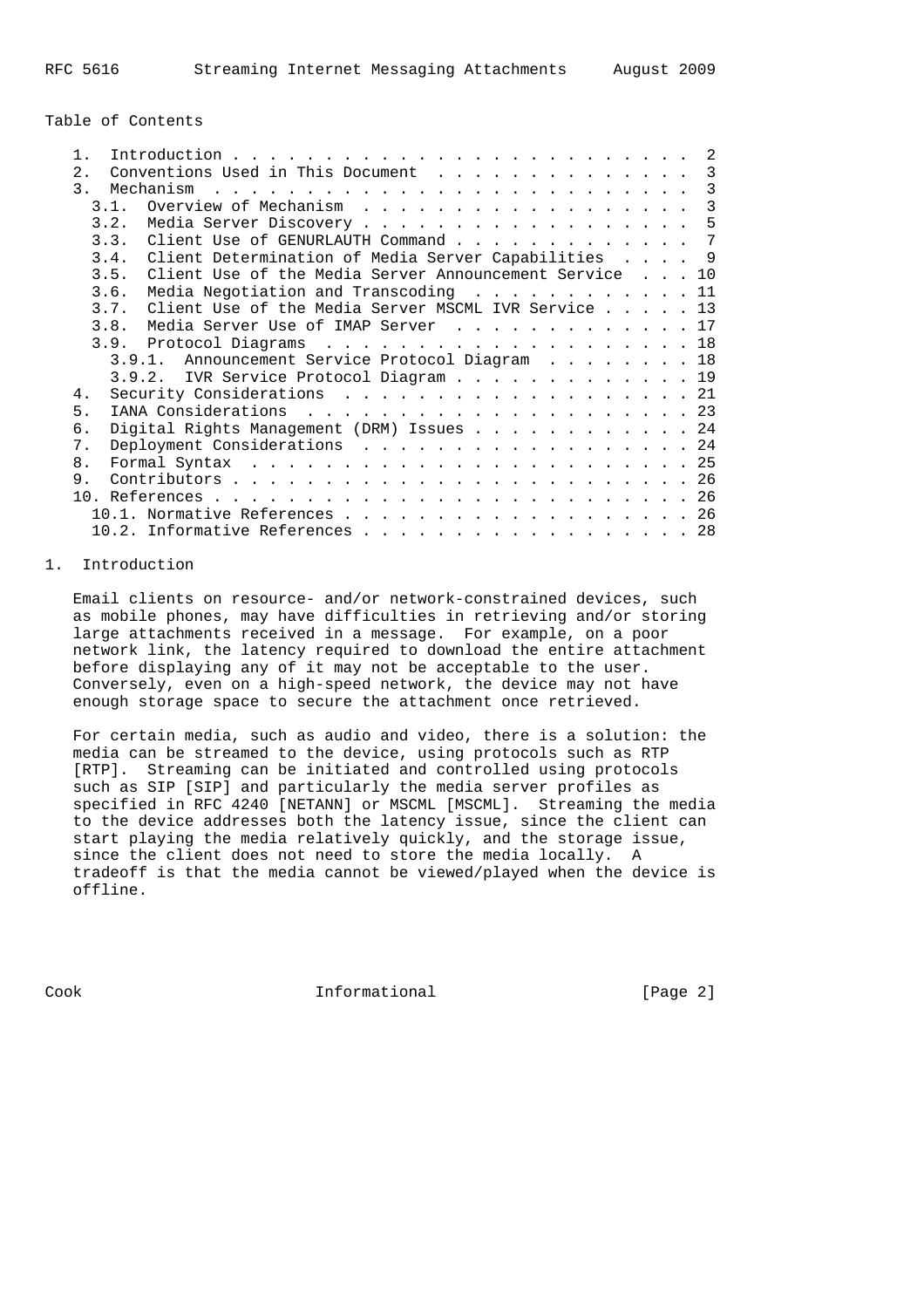Table of Contents

```
   1.  Introduction . . . . . . . . . . . . . . . . . . . . . . . . .  2
   2.  Conventions Used in This Document  . . . . . . . . . . . . . .  3
   3.  Mechanism  . . . . . . . . . . . . . . . . . . . . . . . . . .  3
     3.1.  Overview of Mechanism  . . . . . . . . . . . . . . . . . .  3
     3.2.  Media Server Discovery . . . . . . . . . . . . . . . . . .  5
     3.3.  Client Use of GENURLAUTH Command . . . . . . . . . . . . .  7
     3.4.  Client Determination of Media Server Capabilities  . . . .  9
     3.5.  Client Use of the Media Server Announcement Service  . . . 10
     3.6.  Media Negotiation and Transcoding  . . . . . . . . . . . . 11
     3.7.  Client Use of the Media Server MSCML IVR Service . . . . . 13
     3.8.  Media Server Use of IMAP Server  . . . . . . . . . . . . . 17
     3.9.  Protocol Diagrams  . . . . . . . . . . . . . . . . . . . . 18
       3.9.1.  Announcement Service Protocol Diagram  . . . . . . . . 18
       3.9.2.  IVR Service Protocol Diagram . . . . . . . . . . . . . 19
   4.  Security Considerations  . . . . . . . . . . . . . . . . . . . 21
   5.  IANA Considerations  . . . . . . . . . . . . . . . . . . . . . 23
   6.  Digital Rights Management (DRM) Issues . . . . . . . . . . . . 24
   7.  Deployment Considerations  . . . . . . . . . . . . . . . . . . 24
   8.  Formal Syntax  . . . . . . . . . . . . . . . . . . . . . . . . 25
   9.  Contributors . . . . . . . . . . . . . . . . . . . . . . . . . 26
   10. References . . . . . . . . . . . . . . . . . . . . . . . . . . 26
     10.1. Normative References . . . . . . . . . . . . . . . . . . . 26
     10.2. Informative References . . . . . . . . . . . . . . . . . . 28
```

## 1. Introduction

Email clients on resource- and/or network-constrained devices, such as mobile phones, may have difficulties in retrieving and/or storing large attachments received in a message. For example, on a poor network link, the latency required to download the entire attachment before displaying any of it may not be acceptable to the user. Conversely, even on a high-speed network, the device may not have enough storage space to secure the attachment once retrieved.

For certain media, such as audio and video, there is a solution: the media can be streamed to the device, using protocols such as RTP [RTP]. Streaming can be initiated and controlled using protocols such as SIP [SIP] and particularly the media server profiles as specified in RFC 4240 [NETANN] or MSCML [MSCML]. Streaming the media to the device addresses both the latency issue, since the client can start playing the media relatively quickly, and the storage issue, since the client does not need to store the media locally. A tradeoff is that the media cannot be viewed/played when the device is offline.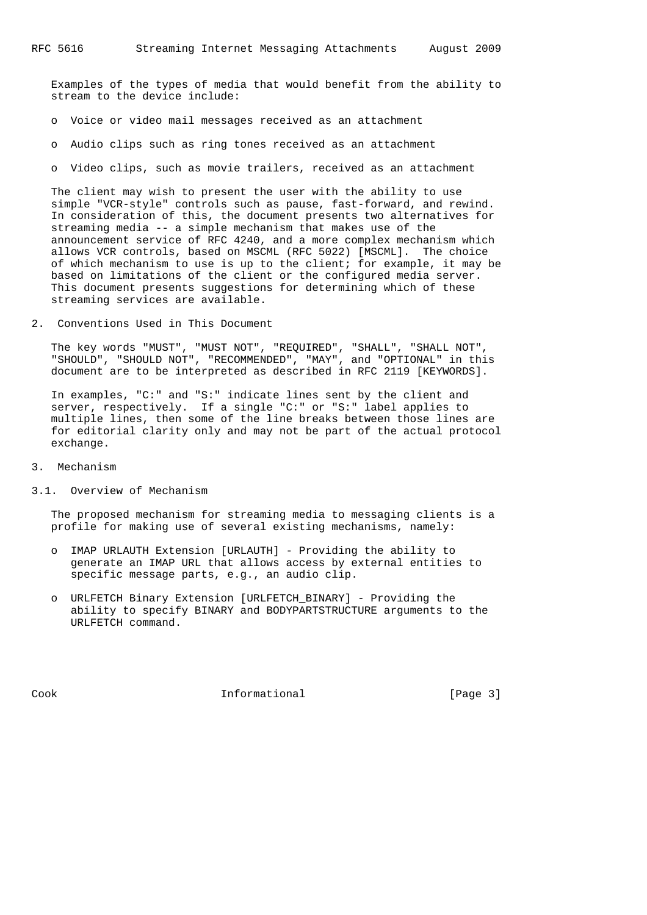Examples of the types of media that would benefit from the ability to stream to the device include:

- Voice or video mail messages received as an attachment
- Audio clips such as ring tones received as an attachment
- Video clips, such as movie trailers, received as an attachment

The client may wish to present the user with the ability to use simple "VCR-style" controls such as pause, fast-forward, and rewind. In consideration of this, the document presents two alternatives for streaming media -- a simple mechanism that makes use of the announcement service of RFC 4240, and a more complex mechanism which allows VCR controls, based on MSCML (RFC 5022) [MSCML]. The choice of which mechanism to use is up to the client; for example, it may be based on limitations of the client or the configured media server. This document presents suggestions for determining which of these streaming services are available.

## 2. Conventions Used in This Document

The key words "MUST", "MUST NOT", "REQUIRED", "SHALL", "SHALL NOT", "SHOULD", "SHOULD NOT", "RECOMMENDED", "MAY", and "OPTIONAL" in this document are to be interpreted as described in RFC 2119 [KEYWORDS].

In examples, "C:" and "S:" indicate lines sent by the client and server, respectively. If a single "C:" or "S:" label applies to multiple lines, then some of the line breaks between those lines are for editorial clarity only and may not be part of the actual protocol exchange.

## 3. Mechanism

### 3.1. Overview of Mechanism

The proposed mechanism for streaming media to messaging clients is a profile for making use of several existing mechanisms, namely:

- IMAP URLAUTH Extension [URLAUTH] - Providing the ability to generate an IMAP URL that allows access by external entities to specific message parts, e.g., an audio clip.
- URLFETCH Binary Extension [URLFETCH_BINARY] - Providing the ability to specify BINARY and BODYPARTSTRUCTURE arguments to the URLFETCH command.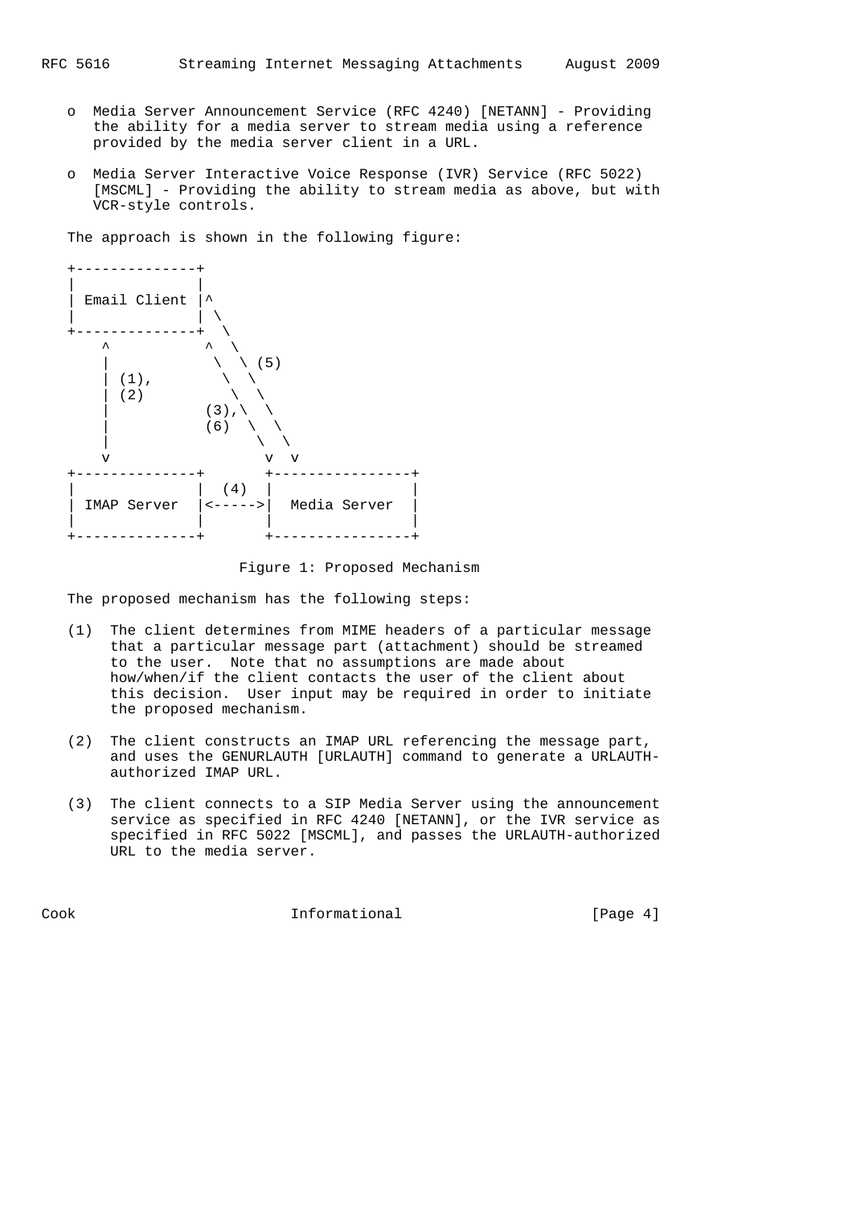- Media Server Announcement Service (RFC 4240) [NETANN] - Providing the ability for a media server to stream media using a reference provided by the media server client in a URL.

- Media Server Interactive Voice Response (IVR) Service (RFC 5022) [MSCML] - Providing the ability to stream media as above, but with VCR-style controls.

The approach is shown in the following figure:

```
+--------------+
|              |
| Email Client |^
|              | \
+--------------+  \
    ^           ^  \
    |            \  \ (5)
    | (1),        \  \
    | (2)          \  \
    |           (3),\  \
    |           (6)  \  \
    |                 \  \
    v                  v  v
+--------------+       +----------------+
|              |  (4)  |                |
| IMAP Server  |<----->|  Media Server  |
|              |       |                |
+--------------+       +----------------+
```

Figure 1: Proposed Mechanism

The proposed mechanism has the following steps:

(1) The client determines from MIME headers of a particular message that a particular message part (attachment) should be streamed to the user. Note that no assumptions are made about how/when/if the client contacts the user of the client about this decision. User input may be required in order to initiate the proposed mechanism.

(2) The client constructs an IMAP URL referencing the message part, and uses the GENURLAUTH [URLAUTH] command to generate a URLAUTH-authorized IMAP URL.

(3) The client connects to a SIP Media Server using the announcement service as specified in RFC 4240 [NETANN], or the IVR service as specified in RFC 5022 [MSCML], and passes the URLAUTH-authorized URL to the media server.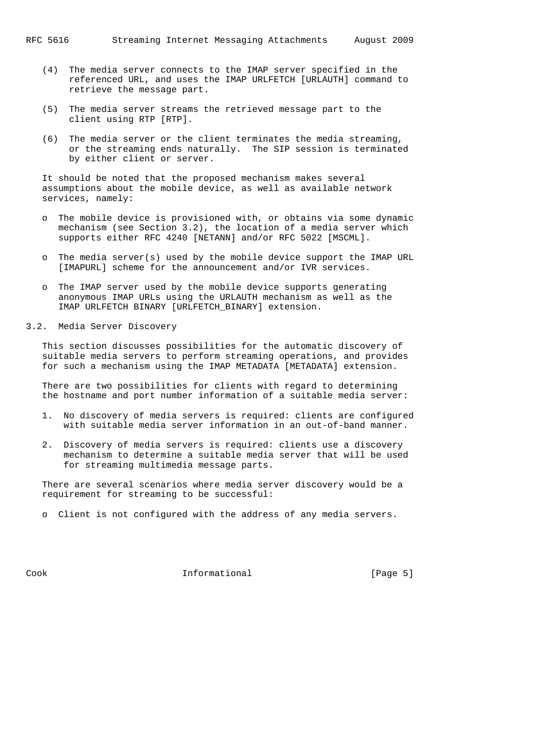(4) The media server connects to the IMAP server specified in the referenced URL, and uses the IMAP URLFETCH [URLAUTH] command to retrieve the message part.

(5) The media server streams the retrieved message part to the client using RTP [RTP].

(6) The media server or the client terminates the media streaming, or the streaming ends naturally. The SIP session is terminated by either client or server.

It should be noted that the proposed mechanism makes several assumptions about the mobile device, as well as available network services, namely:

- The mobile device is provisioned with, or obtains via some dynamic mechanism (see Section 3.2), the location of a media server which supports either RFC 4240 [NETANN] and/or RFC 5022 [MSCML].

- The media server(s) used by the mobile device support the IMAP URL [IMAPURL] scheme for the announcement and/or IVR services.

- The IMAP server used by the mobile device supports generating anonymous IMAP URLs using the URLAUTH mechanism as well as the IMAP URLFETCH BINARY [URLFETCH_BINARY] extension.

## 3.2. Media Server Discovery

This section discusses possibilities for the automatic discovery of suitable media servers to perform streaming operations, and provides for such a mechanism using the IMAP METADATA [METADATA] extension.

There are two possibilities for clients with regard to determining the hostname and port number information of a suitable media server:

1. No discovery of media servers is required: clients are configured with suitable media server information in an out-of-band manner.

2. Discovery of media servers is required: clients use a discovery mechanism to determine a suitable media server that will be used for streaming multimedia message parts.

There are several scenarios where media server discovery would be a requirement for streaming to be successful:

- Client is not configured with the address of any media servers.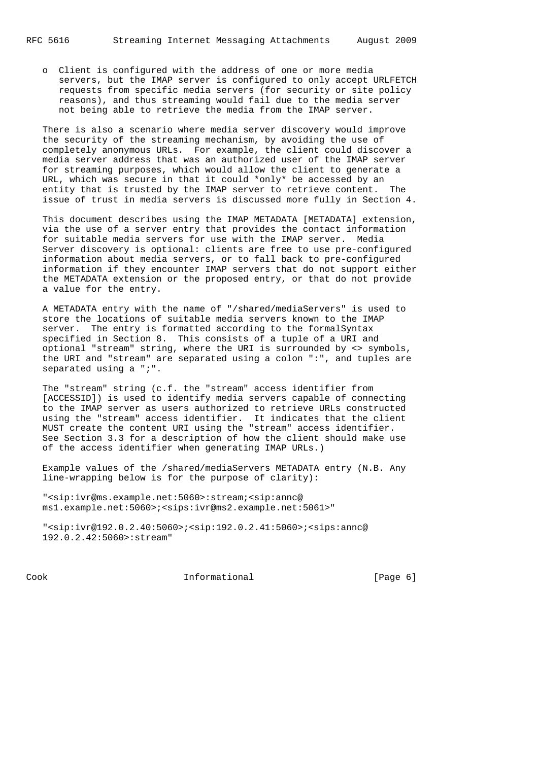- Client is configured with the address of one or more media servers, but the IMAP server is configured to only accept URLFETCH requests from specific media servers (for security or site policy reasons), and thus streaming would fail due to the media server not being able to retrieve the media from the IMAP server.

There is also a scenario where media server discovery would improve the security of the streaming mechanism, by avoiding the use of completely anonymous URLs. For example, the client could discover a media server address that was an authorized user of the IMAP server for streaming purposes, which would allow the client to generate a URL, which was secure in that it could *only* be accessed by an entity that is trusted by the IMAP server to retrieve content. The issue of trust in media servers is discussed more fully in Section 4.

This document describes using the IMAP METADATA [METADATA] extension, via the use of a server entry that provides the contact information for suitable media servers for use with the IMAP server. Media Server discovery is optional: clients are free to use pre-configured information about media servers, or to fall back to pre-configured information if they encounter IMAP servers that do not support either the METADATA extension or the proposed entry, or that do not provide a value for the entry.

A METADATA entry with the name of "/shared/mediaServers" is used to store the locations of suitable media servers known to the IMAP server. The entry is formatted according to the formalSyntax specified in Section 8. This consists of a tuple of a URI and optional "stream" string, where the URI is surrounded by <> symbols, the URI and "stream" are separated using a colon ":", and tuples are separated using a ";".

The "stream" string (c.f. the "stream" access identifier from [ACCESSID]) is used to identify media servers capable of connecting to the IMAP server as users authorized to retrieve URLs constructed using the "stream" access identifier. It indicates that the client MUST create the content URI using the "stream" access identifier. See Section 3.3 for a description of how the client should make use of the access identifier when generating IMAP URLs.)

Example values of the /shared/mediaServers METADATA entry (N.B. Any line-wrapping below is for the purpose of clarity):

```
"<sip:ivr@ms.example.net:5060>:stream;<sip:annc@
ms1.example.net:5060>;<sips:ivr@ms2.example.net:5061>"

"<sip:ivr@192.0.2.40:5060>;<sip:192.0.2.41:5060>;<sips:annc@
192.0.2.42:5060>:stream"
```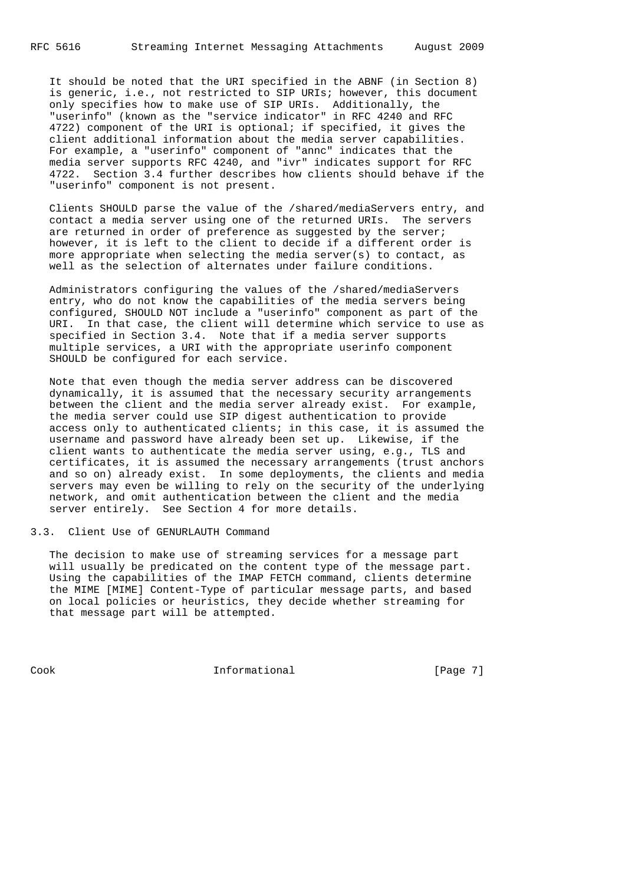It should be noted that the URI specified in the ABNF (in Section 8) is generic, i.e., not restricted to SIP URIs; however, this document only specifies how to make use of SIP URIs. Additionally, the "userinfo" (known as the "service indicator" in RFC 4240 and RFC 4722) component of the URI is optional; if specified, it gives the client additional information about the media server capabilities. For example, a "userinfo" component of "annc" indicates that the media server supports RFC 4240, and "ivr" indicates support for RFC 4722. Section 3.4 further describes how clients should behave if the "userinfo" component is not present.

Clients SHOULD parse the value of the /shared/mediaServers entry, and contact a media server using one of the returned URIs. The servers are returned in order of preference as suggested by the server; however, it is left to the client to decide if a different order is more appropriate when selecting the media server(s) to contact, as well as the selection of alternates under failure conditions.

Administrators configuring the values of the /shared/mediaServers entry, who do not know the capabilities of the media servers being configured, SHOULD NOT include a "userinfo" component as part of the URI. In that case, the client will determine which service to use as specified in Section 3.4. Note that if a media server supports multiple services, a URI with the appropriate userinfo component SHOULD be configured for each service.

Note that even though the media server address can be discovered dynamically, it is assumed that the necessary security arrangements between the client and the media server already exist. For example, the media server could use SIP digest authentication to provide access only to authenticated clients; in this case, it is assumed the username and password have already been set up. Likewise, if the client wants to authenticate the media server using, e.g., TLS and certificates, it is assumed the necessary arrangements (trust anchors and so on) already exist. In some deployments, the clients and media servers may even be willing to rely on the security of the underlying network, and omit authentication between the client and the media server entirely. See Section 4 for more details.

### 3.3. Client Use of GENURLAUTH Command

The decision to make use of streaming services for a message part will usually be predicated on the content type of the message part. Using the capabilities of the IMAP FETCH command, clients determine the MIME [MIME] Content-Type of particular message parts, and based on local policies or heuristics, they decide whether streaming for that message part will be attempted.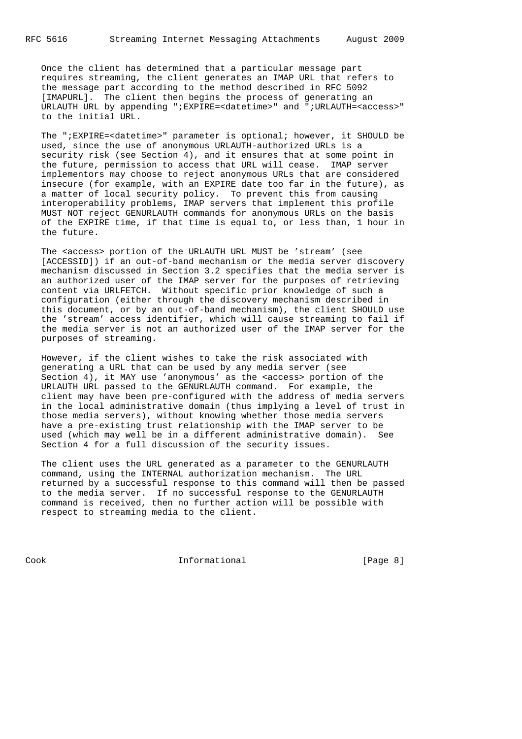Once the client has determined that a particular message part requires streaming, the client generates an IMAP URL that refers to the message part according to the method described in RFC 5092 [IMAPURL]. The client then begins the process of generating an URLAUTH URL by appending ";EXPIRE=<datetime>" and ";URLAUTH=<access>" to the initial URL.

The ";EXPIRE=<datetime>" parameter is optional; however, it SHOULD be used, since the use of anonymous URLAUTH-authorized URLs is a security risk (see Section 4), and it ensures that at some point in the future, permission to access that URL will cease. IMAP server implementors may choose to reject anonymous URLs that are considered insecure (for example, with an EXPIRE date too far in the future), as a matter of local security policy. To prevent this from causing interoperability problems, IMAP servers that implement this profile MUST NOT reject GENURLAUTH commands for anonymous URLs on the basis of the EXPIRE time, if that time is equal to, or less than, 1 hour in the future.

The <access> portion of the URLAUTH URL MUST be 'stream' (see [ACCESSID]) if an out-of-band mechanism or the media server discovery mechanism discussed in Section 3.2 specifies that the media server is an authorized user of the IMAP server for the purposes of retrieving content via URLFETCH. Without specific prior knowledge of such a configuration (either through the discovery mechanism described in this document, or by an out-of-band mechanism), the client SHOULD use the 'stream' access identifier, which will cause streaming to fail if the media server is not an authorized user of the IMAP server for the purposes of streaming.

However, if the client wishes to take the risk associated with generating a URL that can be used by any media server (see Section 4), it MAY use 'anonymous' as the <access> portion of the URLAUTH URL passed to the GENURLAUTH command. For example, the client may have been pre-configured with the address of media servers in the local administrative domain (thus implying a level of trust in those media servers), without knowing whether those media servers have a pre-existing trust relationship with the IMAP server to be used (which may well be in a different administrative domain). See Section 4 for a full discussion of the security issues.

The client uses the URL generated as a parameter to the GENURLAUTH command, using the INTERNAL authorization mechanism. The URL returned by a successful response to this command will then be passed to the media server. If no successful response to the GENURLAUTH command is received, then no further action will be possible with respect to streaming media to the client.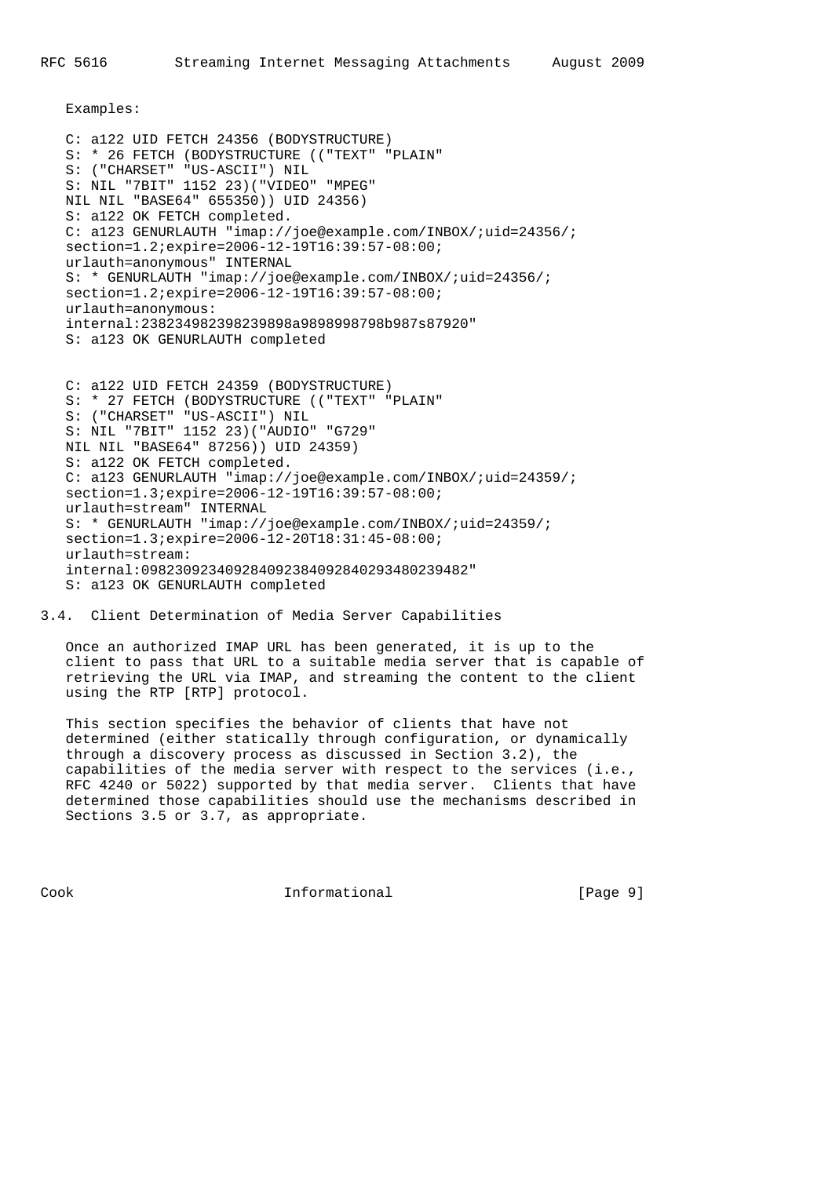Examples:

```
C: a122 UID FETCH 24356 (BODYSTRUCTURE)
S: * 26 FETCH (BODYSTRUCTURE (("TEXT" "PLAIN"
S: ("CHARSET" "US-ASCII") NIL
S: NIL "7BIT" 1152 23)("VIDEO" "MPEG"
NIL NIL "BASE64" 655350)) UID 24356)
S: a122 OK FETCH completed.
C: a123 GENURLAUTH "imap://joe@example.com/INBOX/;uid=24356/;
section=1.2;expire=2006-12-19T16:39:57-08:00;
urlauth=anonymous" INTERNAL
S: * GENURLAUTH "imap://joe@example.com/INBOX/;uid=24356/;
section=1.2;expire=2006-12-19T16:39:57-08:00;
urlauth=anonymous:
internal:238234982398239898a9898998798b987s87920"
S: a123 OK GENURLAUTH completed


C: a122 UID FETCH 24359 (BODYSTRUCTURE)
S: * 27 FETCH (BODYSTRUCTURE (("TEXT" "PLAIN"
S: ("CHARSET" "US-ASCII") NIL
S: NIL "7BIT" 1152 23)("AUDIO" "G729"
NIL NIL "BASE64" 87256)) UID 24359)
S: a122 OK FETCH completed.
C: a123 GENURLAUTH "imap://joe@example.com/INBOX/;uid=24359/;
section=1.3;expire=2006-12-19T16:39:57-08:00;
urlauth=stream" INTERNAL
S: * GENURLAUTH "imap://joe@example.com/INBOX/;uid=24359/;
section=1.3;expire=2006-12-20T18:31:45-08:00;
urlauth=stream:
internal:098230923409284092384092840293480239482"
S: a123 OK GENURLAUTH completed
```

### 3.4. Client Determination of Media Server Capabilities

Once an authorized IMAP URL has been generated, it is up to the client to pass that URL to a suitable media server that is capable of retrieving the URL via IMAP, and streaming the content to the client using the RTP [RTP] protocol.

This section specifies the behavior of clients that have not determined (either statically through configuration, or dynamically through a discovery process as discussed in Section 3.2), the capabilities of the media server with respect to the services (i.e., RFC 4240 or 5022) supported by that media server. Clients that have determined those capabilities should use the mechanisms described in Sections 3.5 or 3.7, as appropriate.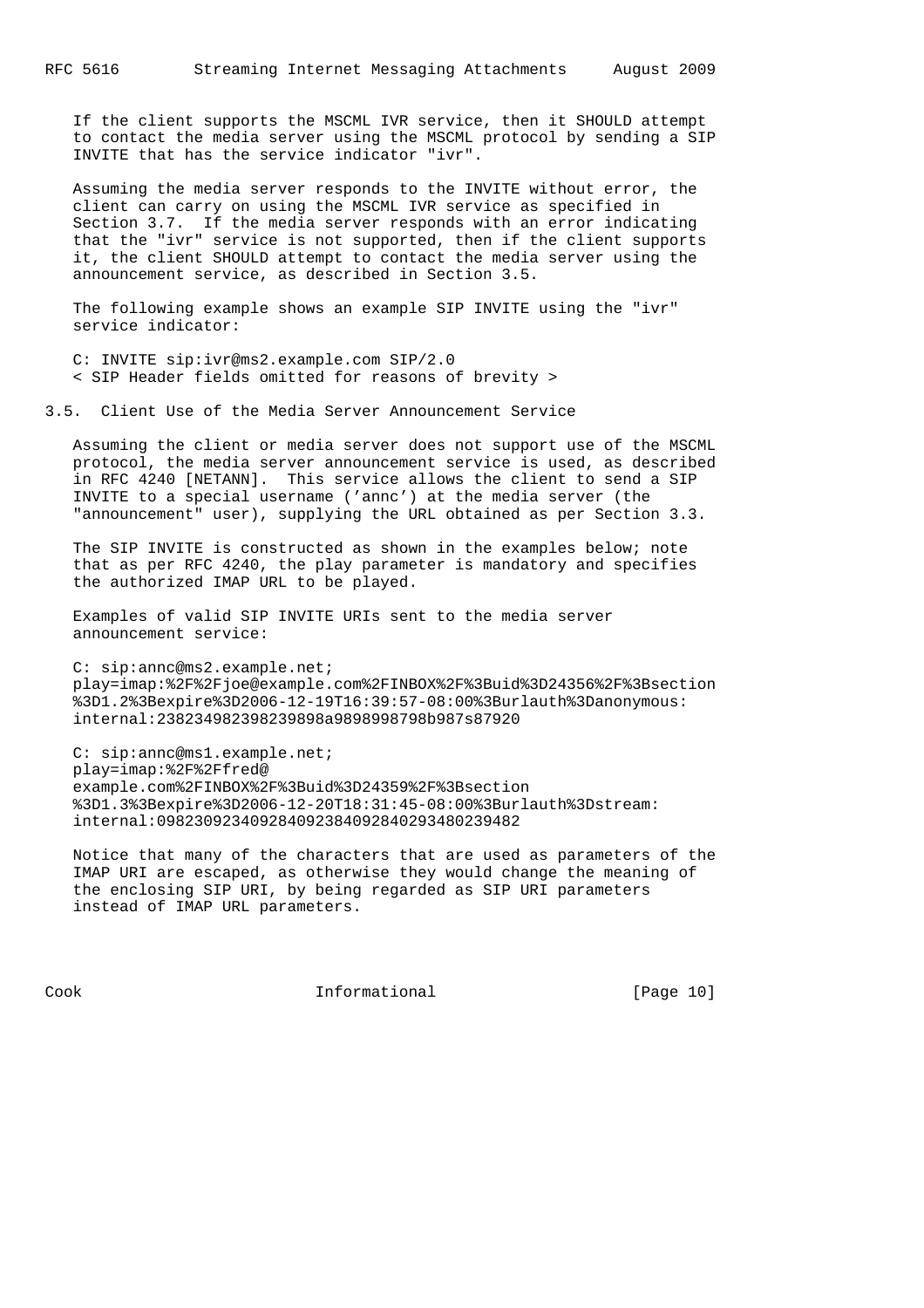If the client supports the MSCML IVR service, then it SHOULD attempt to contact the media server using the MSCML protocol by sending a SIP INVITE that has the service indicator "ivr".

Assuming the media server responds to the INVITE without error, the client can carry on using the MSCML IVR service as specified in Section 3.7. If the media server responds with an error indicating that the "ivr" service is not supported, then if the client supports it, the client SHOULD attempt to contact the media server using the announcement service, as described in Section 3.5.

The following example shows an example SIP INVITE using the "ivr" service indicator:

```
C: INVITE sip:ivr@ms2.example.com SIP/2.0
< SIP Header fields omitted for reasons of brevity >
```

## 3.5. Client Use of the Media Server Announcement Service

Assuming the client or media server does not support use of the MSCML protocol, the media server announcement service is used, as described in RFC 4240 [NETANN]. This service allows the client to send a SIP INVITE to a special username ('annc') at the media server (the "announcement" user), supplying the URL obtained as per Section 3.3.

The SIP INVITE is constructed as shown in the examples below; note that as per RFC 4240, the play parameter is mandatory and specifies the authorized IMAP URL to be played.

Examples of valid SIP INVITE URIs sent to the media server announcement service:

```
C: sip:annc@ms2.example.net;
play=imap:%2F%2Fjoe@example.com%2FINBOX%2F%3Buid%3D24356%2F%3Bsection
%3D1.2%3Bexpire%3D2006-12-19T16:39:57-08:00%3Burlauth%3Danonymous:
internal:238234982398239898a9898998798b987s87920

C: sip:annc@ms1.example.net;
play=imap:%2F%2Ffred@
example.com%2FINBOX%2F%3Buid%3D24359%2F%3Bsection
%3D1.3%3Bexpire%3D2006-12-20T18:31:45-08:00%3Burlauth%3Dstream:
internal:0982309234092840923840928402934802394820
```

Notice that many of the characters that are used as parameters of the IMAP URI are escaped, as otherwise they would change the meaning of the enclosing SIP URI, by being regarded as SIP URI parameters instead of IMAP URL parameters.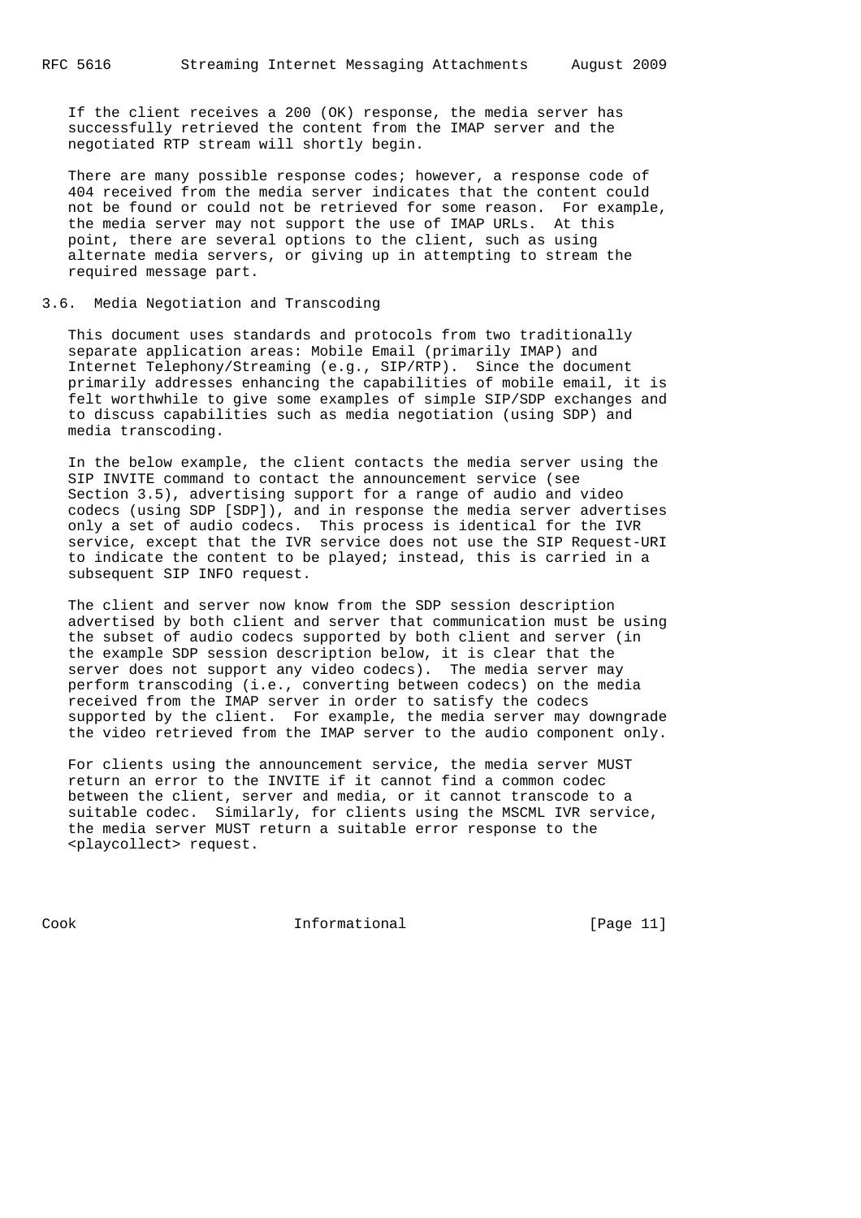If the client receives a 200 (OK) response, the media server has successfully retrieved the content from the IMAP server and the negotiated RTP stream will shortly begin.

There are many possible response codes; however, a response code of 404 received from the media server indicates that the content could not be found or could not be retrieved for some reason. For example, the media server may not support the use of IMAP URLs. At this point, there are several options to the client, such as using alternate media servers, or giving up in attempting to stream the required message part.

### 3.6. Media Negotiation and Transcoding

This document uses standards and protocols from two traditionally separate application areas: Mobile Email (primarily IMAP) and Internet Telephony/Streaming (e.g., SIP/RTP). Since the document primarily addresses enhancing the capabilities of mobile email, it is felt worthwhile to give some examples of simple SIP/SDP exchanges and to discuss capabilities such as media negotiation (using SDP) and media transcoding.

In the below example, the client contacts the media server using the SIP INVITE command to contact the announcement service (see Section 3.5), advertising support for a range of audio and video codecs (using SDP [SDP]), and in response the media server advertises only a set of audio codecs. This process is identical for the IVR service, except that the IVR service does not use the SIP Request-URI to indicate the content to be played; instead, this is carried in a subsequent SIP INFO request.

The client and server now know from the SDP session description advertised by both client and server that communication must be using the subset of audio codecs supported by both client and server (in the example SDP session description below, it is clear that the server does not support any video codecs). The media server may perform transcoding (i.e., converting between codecs) on the media received from the IMAP server in order to satisfy the codecs supported by the client. For example, the media server may downgrade the video retrieved from the IMAP server to the audio component only.

For clients using the announcement service, the media server MUST return an error to the INVITE if it cannot find a common codec between the client, server and media, or it cannot transcode to a suitable codec. Similarly, for clients using the MSCML IVR service, the media server MUST return a suitable error response to the <playcollect> request.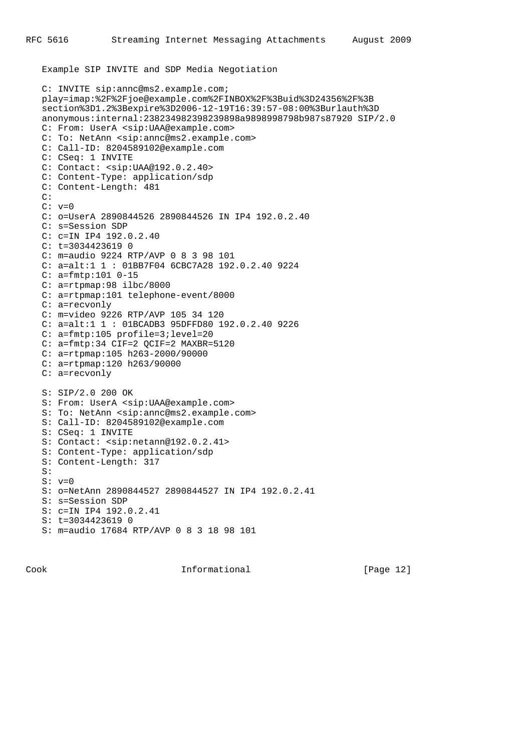Example SIP INVITE and SDP Media Negotiation

```
C: INVITE sip:annc@ms2.example.com;
play=imap:%2F%2Fjoe@example.com%2FINBOX%2F%3Buid%3D24356%2F%3B
section%3D1.2%3Bexpire%3D2006-12-19T16:39:57-08:00%3Burlauth%3D
anonymous:internal:238234982398239898a9898998798b987s87920 SIP/2.0
C: From: UserA <sip:UAA@example.com>
C: To: NetAnn <sip:annc@ms2.example.com>
C: Call-ID: 8204589102@example.com
C: CSeq: 1 INVITE
C: Contact: <sip:UAA@192.0.2.40>
C: Content-Type: application/sdp
C: Content-Length: 481
C:
C: v=0
C: o=UserA 2890844526 2890844526 IN IP4 192.0.2.40
C: s=Session SDP
C: c=IN IP4 192.0.2.40
C: t=3034423619 0
C: m=audio 9224 RTP/AVP 0 8 3 98 101
C: a=alt:1 1 : 01BB7F04 6CBC7A28 192.0.2.40 9224
C: a=fmtp:101 0-15
C: a=rtpmap:98 ilbc/8000
C: a=rtpmap:101 telephone-event/8000
C: a=recvonly
C: m=video 9226 RTP/AVP 105 34 120
C: a=alt:1 1 : 01BCADB3 95DFFD80 192.0.2.40 9226
C: a=fmtp:105 profile=3;level=20
C: a=fmtp:34 CIF=2 QCIF=2 MAXBR=5120
C: a=rtpmap:105 h263-2000/90000
C: a=rtpmap:120 h263/90000
C: a=recvonly

S: SIP/2.0 200 OK
S: From: UserA <sip:UAA@example.com>
S: To: NetAnn <sip:annc@ms2.example.com>
S: Call-ID: 8204589102@example.com
S: CSeq: 1 INVITE
S: Contact: <sip:netann@192.0.2.41>
S: Content-Type: application/sdp
S: Content-Length: 317
S:
S: v=0
S: o=NetAnn 2890844527 2890844527 IN IP4 192.0.2.41
S: s=Session SDP
S: c=IN IP4 192.0.2.41
S: t=3034423619 0
S: m=audio 17684 RTP/AVP 0 8 3 18 98 101
```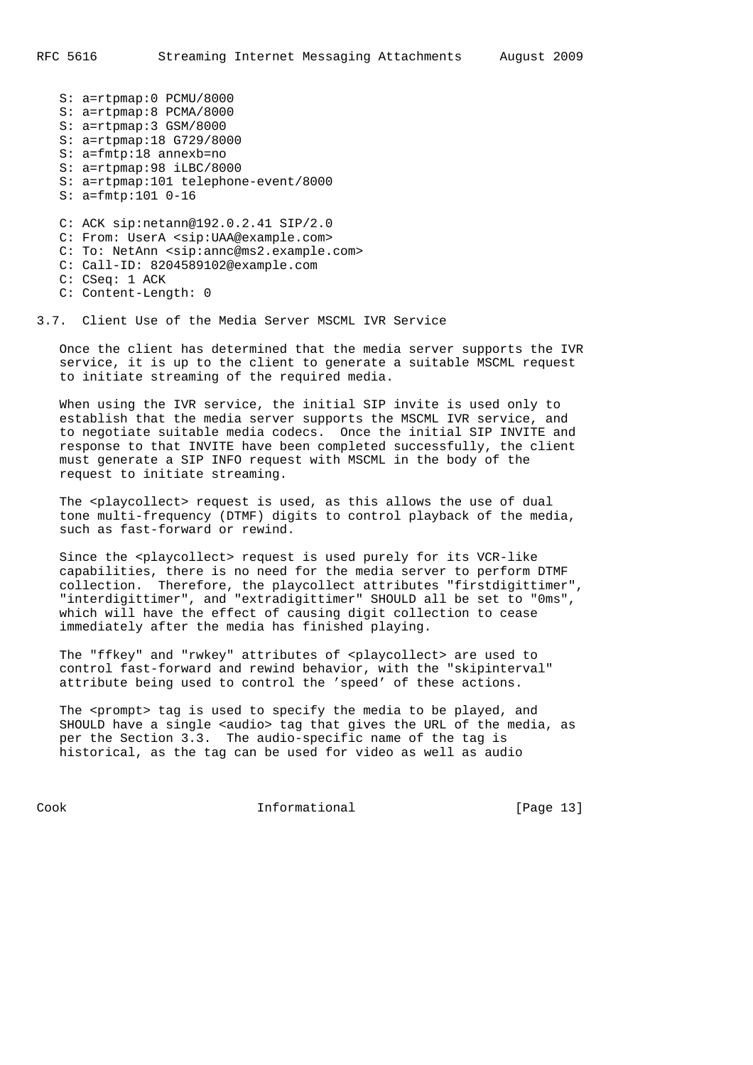```
S: a=rtpmap:0 PCMU/8000
S: a=rtpmap:8 PCMA/8000
S: a=rtpmap:3 GSM/8000
S: a=rtpmap:18 G729/8000
S: a=fmtp:18 annexb=no
S: a=rtpmap:98 iLBC/8000
S: a=rtpmap:101 telephone-event/8000
S: a=fmtp:101 0-16

C: ACK sip:netann@192.0.2.41 SIP/2.0
C: From: UserA <sip:UAA@example.com>
C: To: NetAnn <sip:annc@ms2.example.com>
C: Call-ID: 8204589102@example.com
C: CSeq: 1 ACK
C: Content-Length: 0
```

### 3.7. Client Use of the Media Server MSCML IVR Service

Once the client has determined that the media server supports the IVR service, it is up to the client to generate a suitable MSCML request to initiate streaming of the required media.

When using the IVR service, the initial SIP invite is used only to establish that the media server supports the MSCML IVR service, and to negotiate suitable media codecs. Once the initial SIP INVITE and response to that INVITE have been completed successfully, the client must generate a SIP INFO request with MSCML in the body of the request to initiate streaming.

The <playcollect> request is used, as this allows the use of dual tone multi-frequency (DTMF) digits to control playback of the media, such as fast-forward or rewind.

Since the <playcollect> request is used purely for its VCR-like capabilities, there is no need for the media server to perform DTMF collection. Therefore, the playcollect attributes "firstdigittimer", "interdigittimer", and "extradigittimer" SHOULD all be set to "0ms", which will have the effect of causing digit collection to cease immediately after the media has finished playing.

The "ffkey" and "rwkey" attributes of <playcollect> are used to control fast-forward and rewind behavior, with the "skipinterval" attribute being used to control the 'speed' of these actions.

The <prompt> tag is used to specify the media to be played, and SHOULD have a single <audio> tag that gives the URL of the media, as per the Section 3.3. The audio-specific name of the tag is historical, as the tag can be used for video as well as audio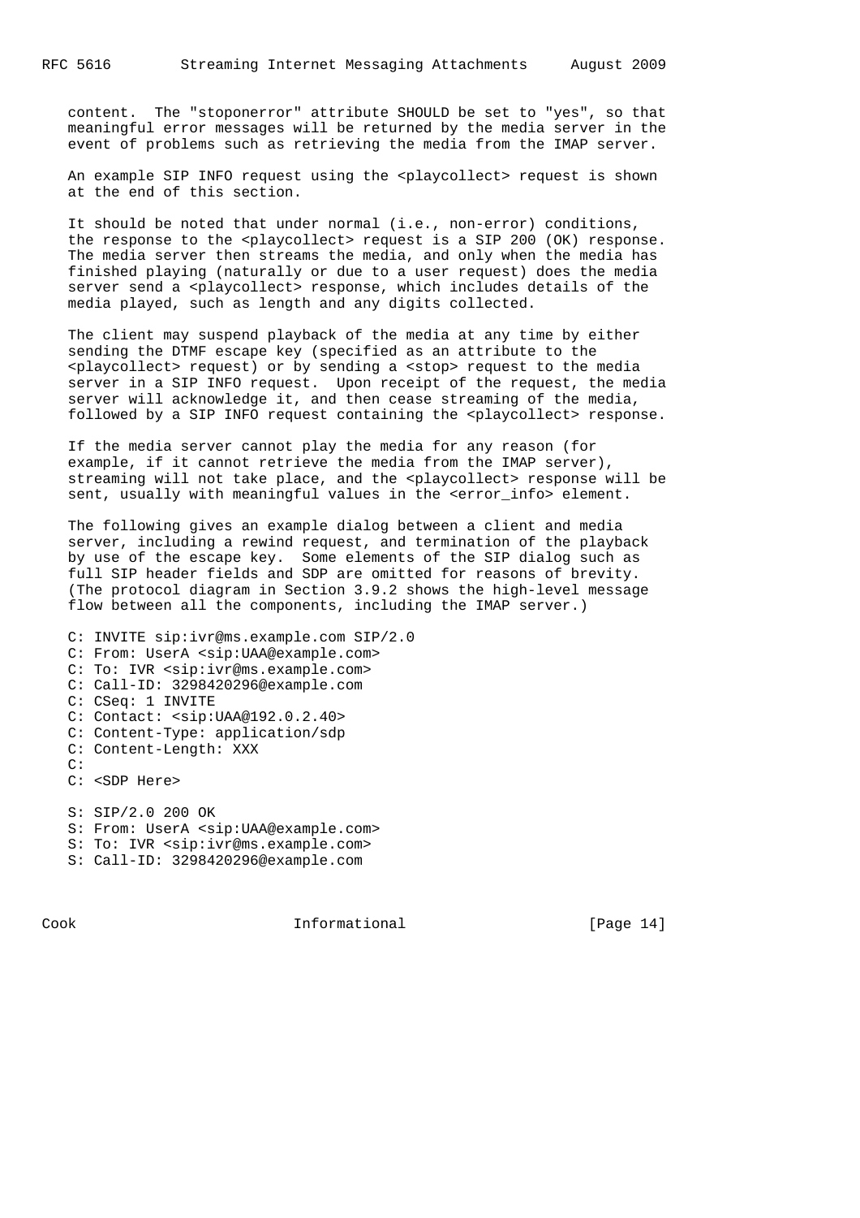content. The "stoponerror" attribute SHOULD be set to "yes", so that meaningful error messages will be returned by the media server in the event of problems such as retrieving the media from the IMAP server.

An example SIP INFO request using the <playcollect> request is shown at the end of this section.

It should be noted that under normal (i.e., non-error) conditions, the response to the <playcollect> request is a SIP 200 (OK) response. The media server then streams the media, and only when the media has finished playing (naturally or due to a user request) does the media server send a <playcollect> response, which includes details of the media played, such as length and any digits collected.

The client may suspend playback of the media at any time by either sending the DTMF escape key (specified as an attribute to the <playcollect> request) or by sending a <stop> request to the media server in a SIP INFO request. Upon receipt of the request, the media server will acknowledge it, and then cease streaming of the media, followed by a SIP INFO request containing the <playcollect> response.

If the media server cannot play the media for any reason (for example, if it cannot retrieve the media from the IMAP server), streaming will not take place, and the <playcollect> response will be sent, usually with meaningful values in the <error_info> element.

The following gives an example dialog between a client and media server, including a rewind request, and termination of the playback by use of the escape key. Some elements of the SIP dialog such as full SIP header fields and SDP are omitted for reasons of brevity. (The protocol diagram in Section 3.9.2 shows the high-level message flow between all the components, including the IMAP server.)

```
C: INVITE sip:ivr@ms.example.com SIP/2.0
C: From: UserA <sip:UAA@example.com>
C: To: IVR <sip:ivr@ms.example.com>
C: Call-ID: 3298420296@example.com
C: CSeq: 1 INVITE
C: Contact: <sip:UAA@192.0.2.40>
C: Content-Type: application/sdp
C: Content-Length: XXX
C:
C: <SDP Here>

S: SIP/2.0 200 OK
S: From: UserA <sip:UAA@example.com>
S: To: IVR <sip:ivr@ms.example.com>
S: Call-ID: 3298420296@example.com
```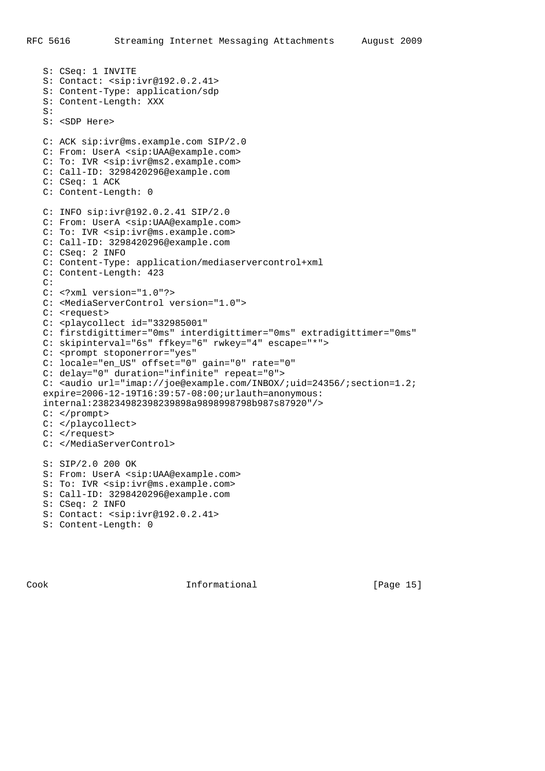```
S: CSeq: 1 INVITE
S: Contact: <sip:ivr@192.0.2.41>
S: Content-Type: application/sdp
S: Content-Length: XXX
S:
S: <SDP Here>

C: ACK sip:ivr@ms.example.com SIP/2.0
C: From: UserA <sip:UAA@example.com>
C: To: IVR <sip:ivr@ms2.example.com>
C: Call-ID: 3298420296@example.com
C: CSeq: 1 ACK
C: Content-Length: 0

C: INFO sip:ivr@192.0.2.41 SIP/2.0
C: From: UserA <sip:UAA@example.com>
C: To: IVR <sip:ivr@ms.example.com>
C: Call-ID: 3298420296@example.com
C: CSeq: 2 INFO
C: Content-Type: application/mediaservercontrol+xml
C: Content-Length: 423
C:
C: <?xml version="1.0"?>
C: <MediaServerControl version="1.0">
C: <request>
C: <playcollect id="332985001"
C: firstdigittimer="0ms" interdigittimer="0ms" extradigittimer="0ms"
C: skipinterval="6s" ffkey="6" rwkey="4" escape="*">
C: <prompt stoponerror="yes"
C: locale="en_US" offset="0" gain="0" rate="0"
C: delay="0" duration="infinite" repeat="0">
C: <audio url="imap://joe@example.com/INBOX/;uid=24356/;section=1.2;
expire=2006-12-19T16:39:57-08:00;urlauth=anonymous:
internal:238234982398239898a9898998798b987s87920"/>
C: </prompt>
C: </playcollect>
C: </request>
C: </MediaServerControl>

S: SIP/2.0 200 OK
S: From: UserA <sip:UAA@example.com>
S: To: IVR <sip:ivr@ms.example.com>
S: Call-ID: 3298420296@example.com
S: CSeq: 2 INFO
S: Contact: <sip:ivr@192.0.2.41>
S: Content-Length: 0
```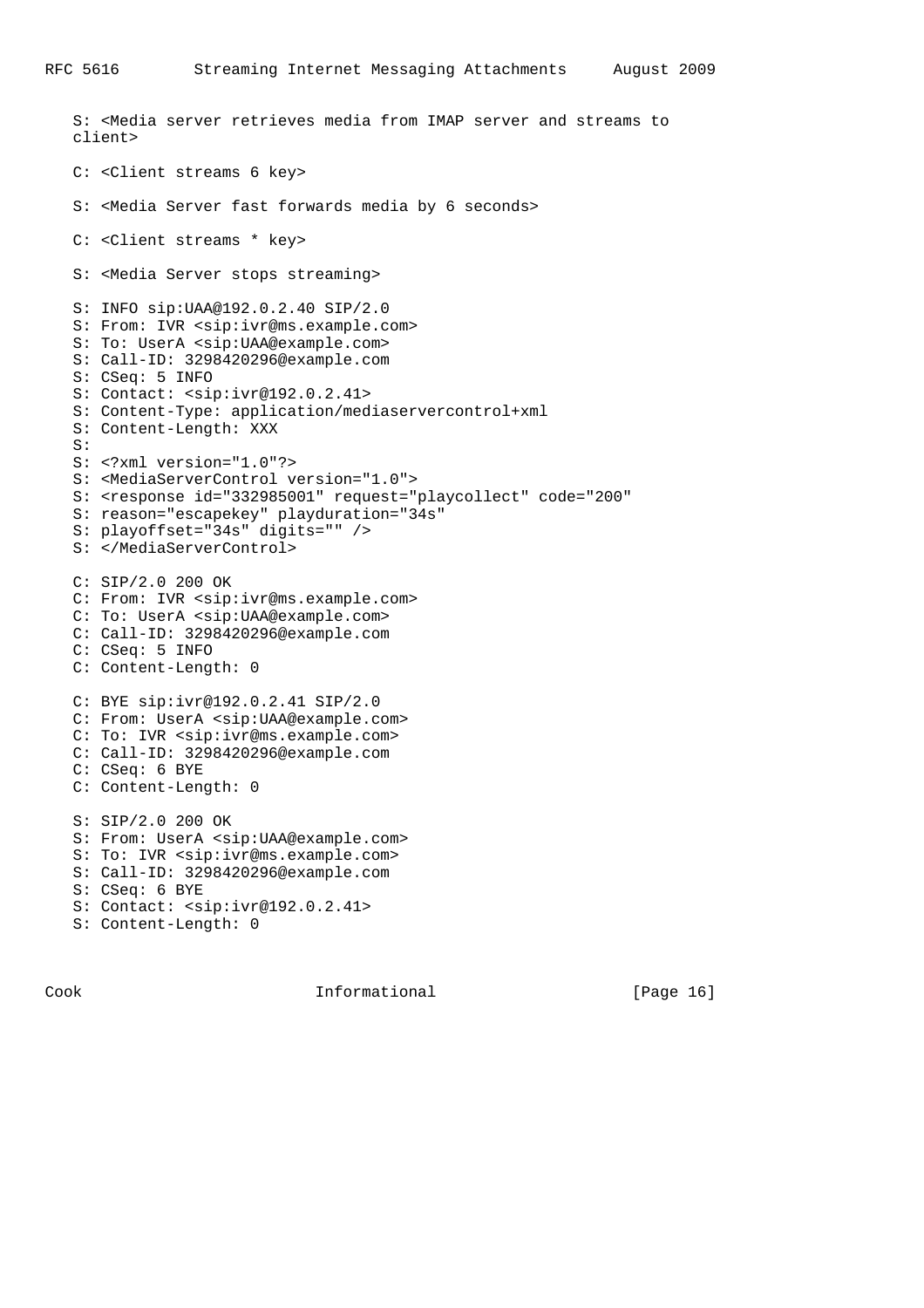```
S: <Media server retrieves media from IMAP server and streams to
client>

C: <Client streams 6 key>

S: <Media Server fast forwards media by 6 seconds>

C: <Client streams * key>

S: <Media Server stops streaming>

S: INFO sip:UAA@192.0.2.40 SIP/2.0
S: From: IVR <sip:ivr@ms.example.com>
S: To: UserA <sip:UAA@example.com>
S: Call-ID: 3298420296@example.com
S: CSeq: 5 INFO
S: Contact: <sip:ivr@192.0.2.41>
S: Content-Type: application/mediaservercontrol+xml
S: Content-Length: XXX
S:
S: <?xml version="1.0"?>
S: <MediaServerControl version="1.0">
S: <response id="332985001" request="playcollect" code="200"
S: reason="escapekey" playduration="34s"
S: playoffset="34s" digits="" />
S: </MediaServerControl>

C: SIP/2.0 200 OK
C: From: IVR <sip:ivr@ms.example.com>
C: To: UserA <sip:UAA@example.com>
C: Call-ID: 3298420296@example.com
C: CSeq: 5 INFO
C: Content-Length: 0

C: BYE sip:ivr@192.0.2.41 SIP/2.0
C: From: UserA <sip:UAA@example.com>
C: To: IVR <sip:ivr@ms.example.com>
C: Call-ID: 3298420296@example.com
C: CSeq: 6 BYE
C: Content-Length: 0

S: SIP/2.0 200 OK
S: From: UserA <sip:UAA@example.com>
S: To: IVR <sip:ivr@ms.example.com>
S: Call-ID: 3298420296@example.com
S: CSeq: 6 BYE
S: Contact: <sip:ivr@192.0.2.41>
S: Content-Length: 0
```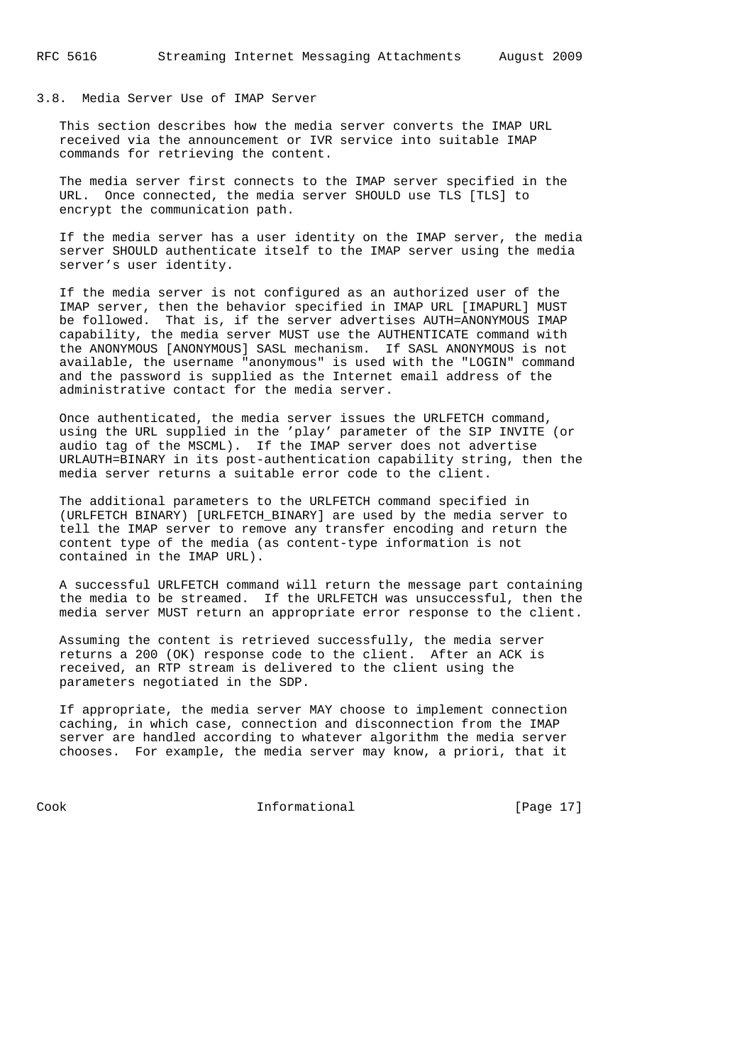### 3.8. Media Server Use of IMAP Server

This section describes how the media server converts the IMAP URL received via the announcement or IVR service into suitable IMAP commands for retrieving the content.

The media server first connects to the IMAP server specified in the URL. Once connected, the media server SHOULD use TLS [TLS] to encrypt the communication path.

If the media server has a user identity on the IMAP server, the media server SHOULD authenticate itself to the IMAP server using the media server's user identity.

If the media server is not configured as an authorized user of the IMAP server, then the behavior specified in IMAP URL [IMAPURL] MUST be followed. That is, if the server advertises AUTH=ANONYMOUS IMAP capability, the media server MUST use the AUTHENTICATE command with the ANONYMOUS [ANONYMOUS] SASL mechanism. If SASL ANONYMOUS is not available, the username "anonymous" is used with the "LOGIN" command and the password is supplied as the Internet email address of the administrative contact for the media server.

Once authenticated, the media server issues the URLFETCH command, using the URL supplied in the 'play' parameter of the SIP INVITE (or audio tag of the MSCML). If the IMAP server does not advertise URLAUTH=BINARY in its post-authentication capability string, then the media server returns a suitable error code to the client.

The additional parameters to the URLFETCH command specified in (URLFETCH BINARY) [URLFETCH_BINARY] are used by the media server to tell the IMAP server to remove any transfer encoding and return the content type of the media (as content-type information is not contained in the IMAP URL).

A successful URLFETCH command will return the message part containing the media to be streamed. If the URLFETCH was unsuccessful, then the media server MUST return an appropriate error response to the client.

Assuming the content is retrieved successfully, the media server returns a 200 (OK) response code to the client. After an ACK is received, an RTP stream is delivered to the client using the parameters negotiated in the SDP.

If appropriate, the media server MAY choose to implement connection caching, in which case, connection and disconnection from the IMAP server are handled according to whatever algorithm the media server chooses. For example, the media server may know, a priori, that it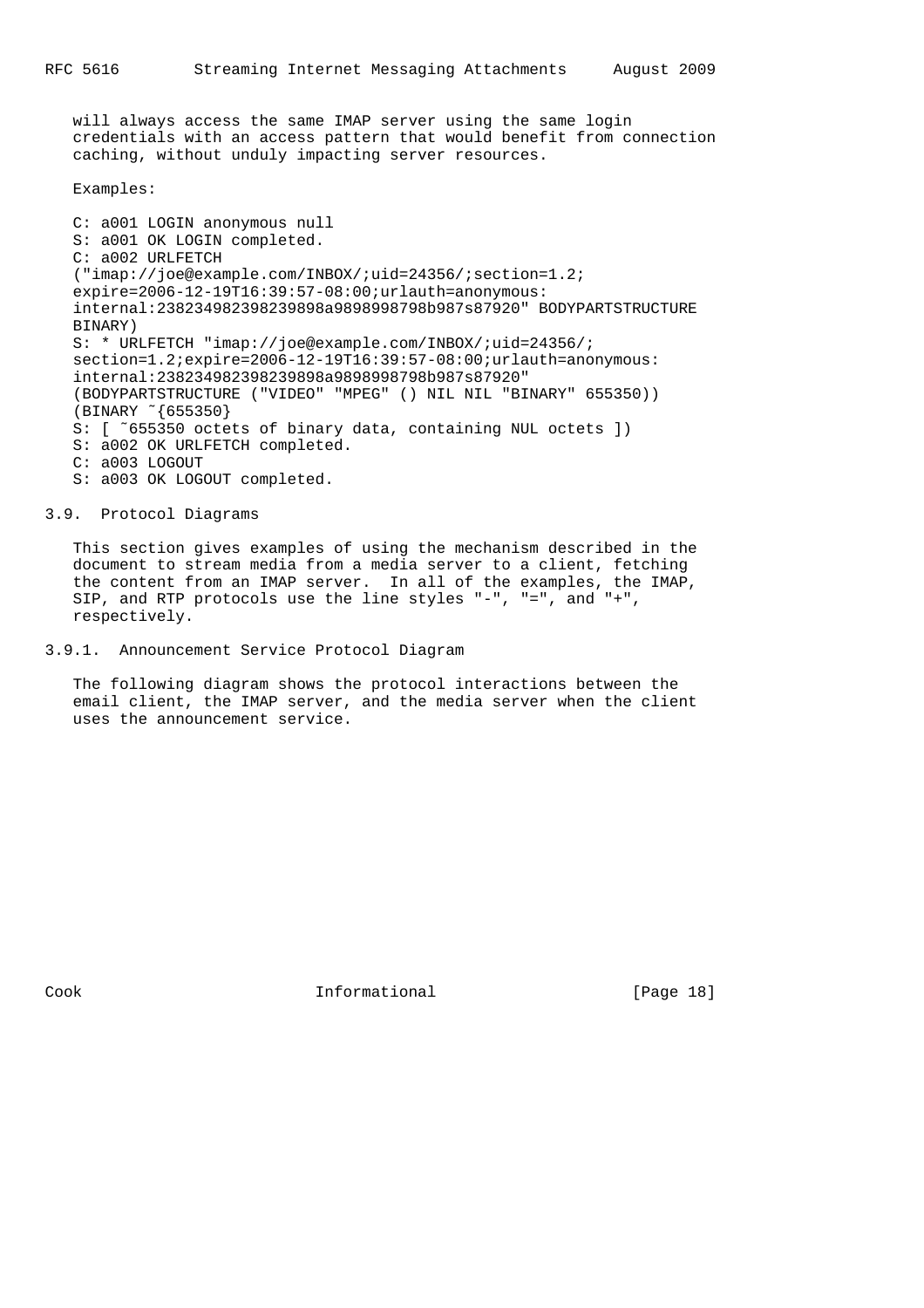will always access the same IMAP server using the same login credentials with an access pattern that would benefit from connection caching, without unduly impacting server resources.

Examples:

```
C: a001 LOGIN anonymous null
S: a001 OK LOGIN completed.
C: a002 URLFETCH
("imap://joe@example.com/INBOX/;uid=24356/;section=1.2;
expire=2006-12-19T16:39:57-08:00;urlauth=anonymous:
internal:238234982398239898a9898998798b987s87920" BODYPARTSTRUCTURE
BINARY)
S: * URLFETCH "imap://joe@example.com/INBOX/;uid=24356/;
section=1.2;expire=2006-12-19T16:39:57-08:00;urlauth=anonymous:
internal:238234982398239898a9898998798b987s87920"
(BODYPARTSTRUCTURE ("VIDEO" "MPEG" () NIL NIL "BINARY" 655350))
(BINARY ~{655350}
S: [ ~655350 octets of binary data, containing NUL octets ])
S: a002 OK URLFETCH completed.
C: a003 LOGOUT
S: a003 OK LOGOUT completed.
```

### 3.9. Protocol Diagrams

This section gives examples of using the mechanism described in the document to stream media from a media server to a client, fetching the content from an IMAP server. In all of the examples, the IMAP, SIP, and RTP protocols use the line styles "-", "=", and "+", respectively.

#### 3.9.1. Announcement Service Protocol Diagram

The following diagram shows the protocol interactions between the email client, the IMAP server, and the media server when the client uses the announcement service.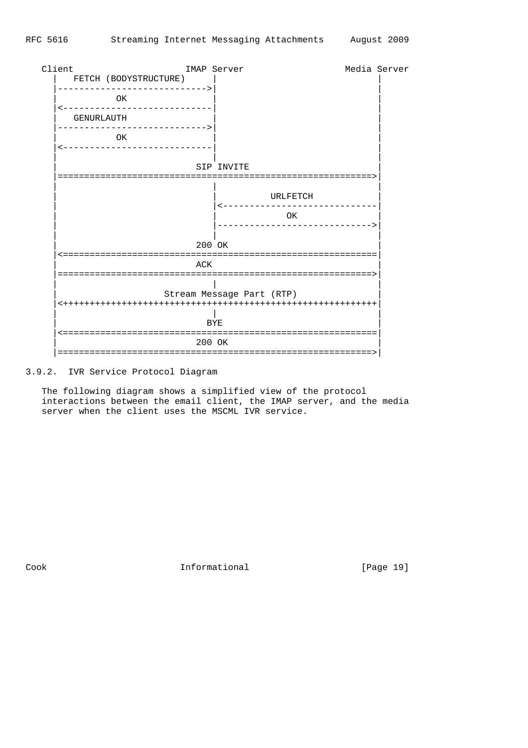```
   Client                      IMAP Server                  Media Server
      |   FETCH (BODYSTRUCTURE)     |                              |
      |---------------------------->|                              |
      |           OK                |                              |
      |<----------------------------|                              |
      |   GENURLAUTH                |                              |
      |---------------------------->|                              |
      |           OK                |                              |
      |<----------------------------|                              |
      |                             |                              |
      |                         SIP INVITE                         |
      |===========================================================>|
      |                             |                              |
      |                             |          URLFETCH            |
      |                             |<-----------------------------|
      |                             |              OK              |
      |                             |----------------------------->|
      |                             |                              |
      |                          200 OK                            |
      |<===========================================================|
      |                           ACK                              |
      |===========================================================>|
      |                             |                              |
      |                    Stream Message Part (RTP)               |
      |<++++++++++++++++++++++++++++++++++++++++++++++++++++++++++|
      |                             |                              |
      |                            BYE                             |
      |<===========================================================|
      |                          200 OK                            |
      |===========================================================>|
```

### 3.9.2. IVR Service Protocol Diagram

The following diagram shows a simplified view of the protocol interactions between the email client, the IMAP server, and the media server when the client uses the MSCML IVR service.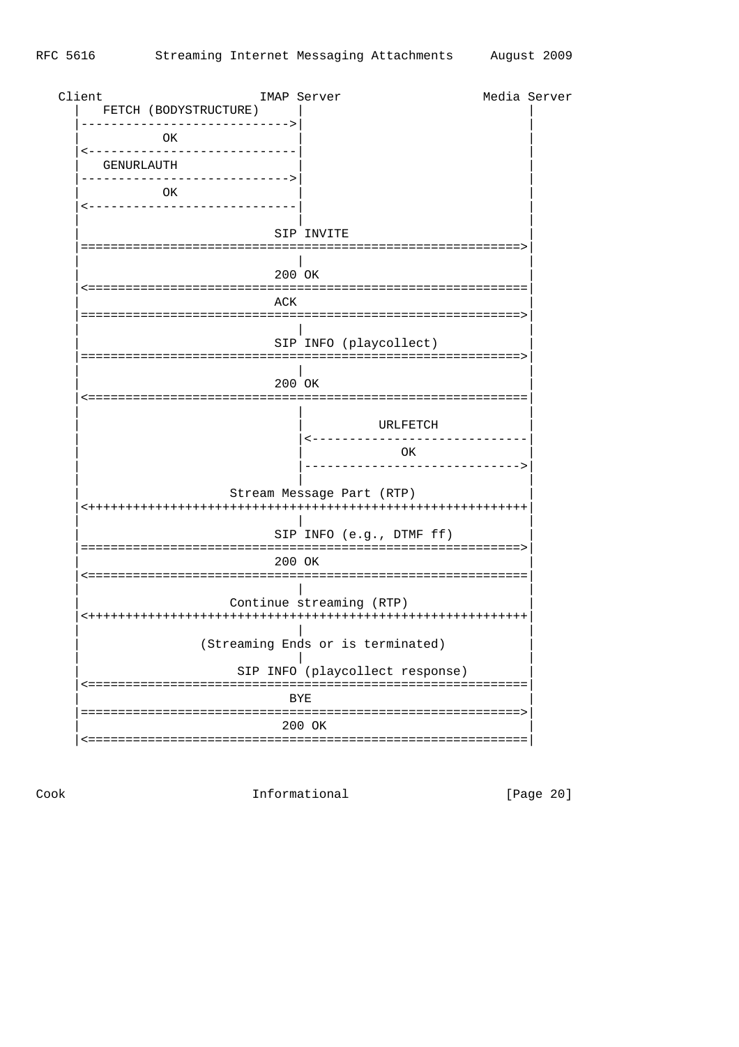```
   Client                     IMAP Server                   Media Server
     |   FETCH (BODYSTRUCTURE)      |                              |
     |----------------------------->|                              |
     |          OK                  |                              |
     |<-----------------------------|                              |
     |   GENURLAUTH                 |                              |
     |----------------------------->|                              |
     |          OK                  |                              |
     |<-----------------------------|                              |
     |                              |                              |
     |                         SIP INVITE                          |
     |============================================================>|
     |                              |                              |
     |                         200 OK                              |
     |<============================================================|
     |                         ACK                                 |
     |============================================================>|
     |                              |                              |
     |                         SIP INFO (playcollect)              |
     |============================================================>|
     |                              |                              |
     |                         200 OK                              |
     |<============================================================|
     |                              |                              |
     |                              |          URLFETCH            |
     |                              |<-----------------------------|
     |                              |               OK             |
     |                              |----------------------------->|
     |                              |                              |
     |                   Stream Message Part (RTP)                 |
     |<++++++++++++++++++++++++++++++++++++++++++++++++++++++++++++|
     |                              |                              |
     |                         SIP INFO (e.g., DTMF ff)            |
     |============================================================>|
     |                         200 OK                              |
     |<============================================================|
     |                              |                              |
     |                   Continue streaming (RTP)                  |
     |<++++++++++++++++++++++++++++++++++++++++++++++++++++++++++++|
     |                              |                              |
     |               (Streaming Ends or is terminated)             |
     |                              |                              |
     |                    SIP INFO (playcollect response)          |
     |<============================================================|
     |                           BYE                               |
     |============================================================>|
     |                          200 OK                             |
     |<============================================================|
```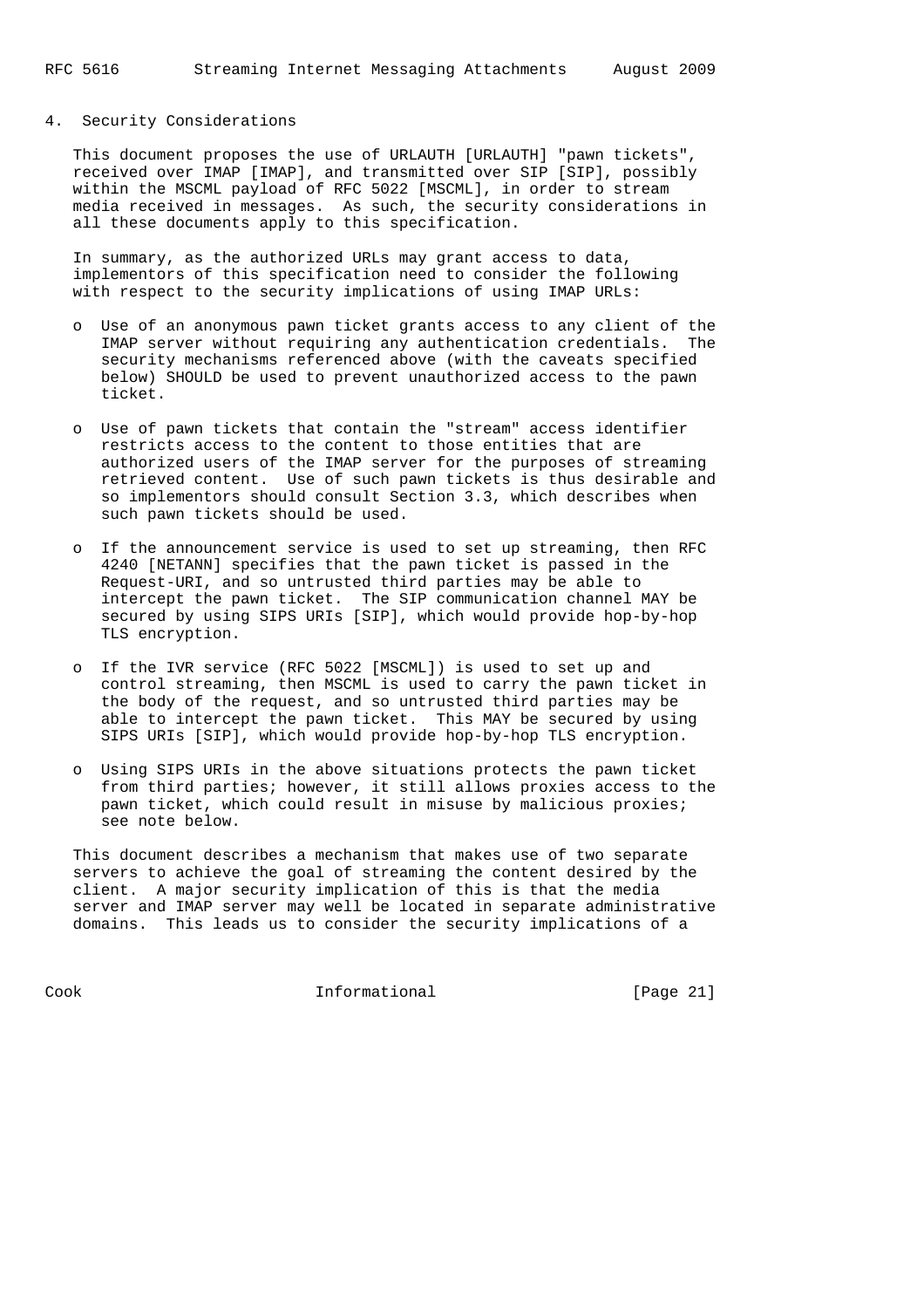## 4. Security Considerations

This document proposes the use of URLAUTH [URLAUTH] "pawn tickets", received over IMAP [IMAP], and transmitted over SIP [SIP], possibly within the MSCML payload of RFC 5022 [MSCML], in order to stream media received in messages. As such, the security considerations in all these documents apply to this specification.

In summary, as the authorized URLs may grant access to data, implementors of this specification need to consider the following with respect to the security implications of using IMAP URLs:

- Use of an anonymous pawn ticket grants access to any client of the IMAP server without requiring any authentication credentials. The security mechanisms referenced above (with the caveats specified below) SHOULD be used to prevent unauthorized access to the pawn ticket.

- Use of pawn tickets that contain the "stream" access identifier restricts access to the content to those entities that are authorized users of the IMAP server for the purposes of streaming retrieved content. Use of such pawn tickets is thus desirable and so implementors should consult Section 3.3, which describes when such pawn tickets should be used.

- If the announcement service is used to set up streaming, then RFC 4240 [NETANN] specifies that the pawn ticket is passed in the Request-URI, and so untrusted third parties may be able to intercept the pawn ticket. The SIP communication channel MAY be secured by using SIPS URIs [SIP], which would provide hop-by-hop TLS encryption.

- If the IVR service (RFC 5022 [MSCML]) is used to set up and control streaming, then MSCML is used to carry the pawn ticket in the body of the request, and so untrusted third parties may be able to intercept the pawn ticket. This MAY be secured by using SIPS URIs [SIP], which would provide hop-by-hop TLS encryption.

- Using SIPS URIs in the above situations protects the pawn ticket from third parties; however, it still allows proxies access to the pawn ticket, which could result in misuse by malicious proxies; see note below.

This document describes a mechanism that makes use of two separate servers to achieve the goal of streaming the content desired by the client. A major security implication of this is that the media server and IMAP server may well be located in separate administrative domains. This leads us to consider the security implications of a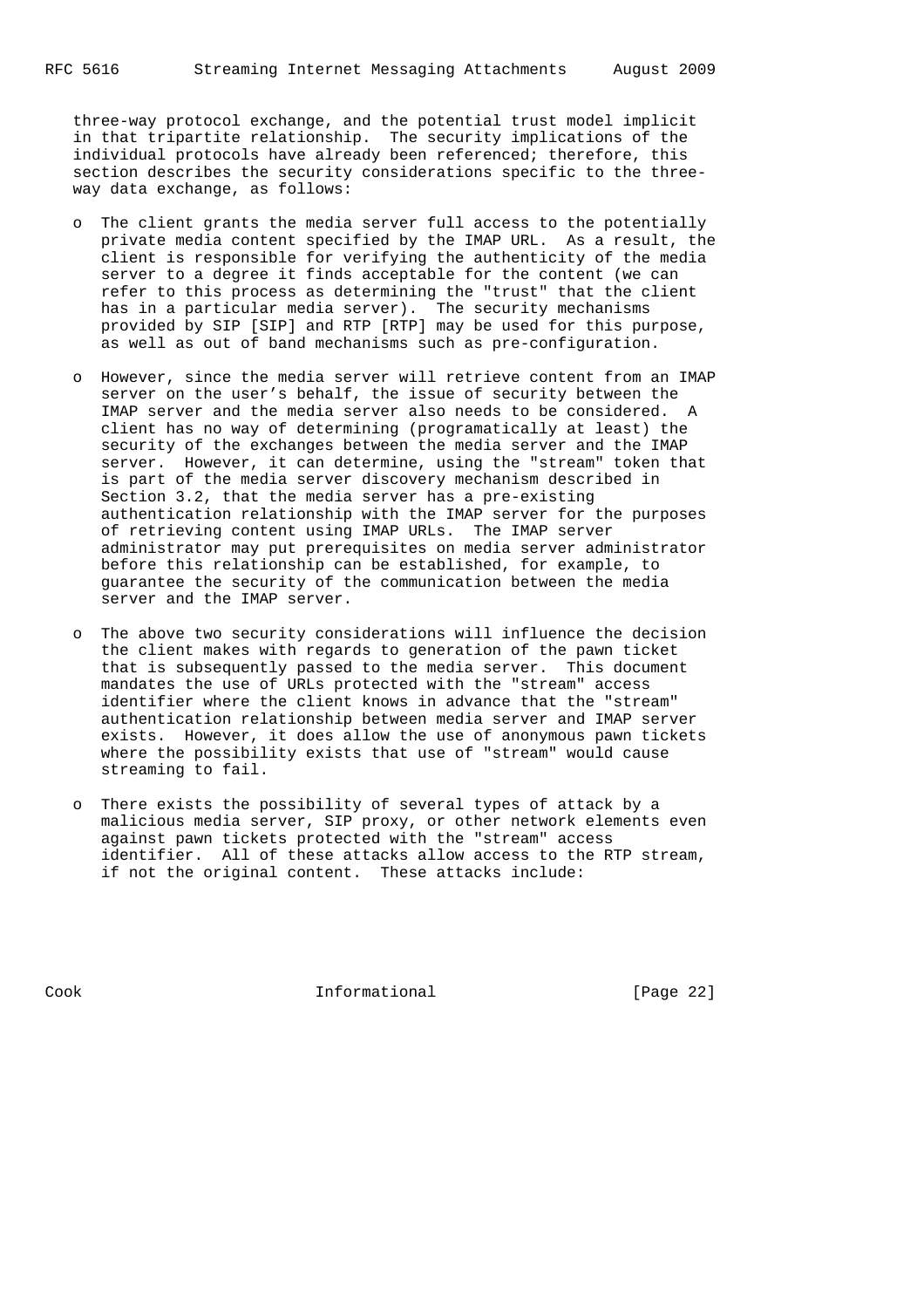three-way protocol exchange, and the potential trust model implicit in that tripartite relationship. The security implications of the individual protocols have already been referenced; therefore, this section describes the security considerations specific to the three-way data exchange, as follows:

- The client grants the media server full access to the potentially private media content specified by the IMAP URL. As a result, the client is responsible for verifying the authenticity of the media server to a degree it finds acceptable for the content (we can refer to this process as determining the "trust" that the client has in a particular media server). The security mechanisms provided by SIP [SIP] and RTP [RTP] may be used for this purpose, as well as out of band mechanisms such as pre-configuration.

- However, since the media server will retrieve content from an IMAP server on the user's behalf, the issue of security between the IMAP server and the media server also needs to be considered. A client has no way of determining (programatically at least) the security of the exchanges between the media server and the IMAP server. However, it can determine, using the "stream" token that is part of the media server discovery mechanism described in Section 3.2, that the media server has a pre-existing authentication relationship with the IMAP server for the purposes of retrieving content using IMAP URLs. The IMAP server administrator may put prerequisites on media server administrator before this relationship can be established, for example, to guarantee the security of the communication between the media server and the IMAP server.

- The above two security considerations will influence the decision the client makes with regards to generation of the pawn ticket that is subsequently passed to the media server. This document mandates the use of URLs protected with the "stream" access identifier where the client knows in advance that the "stream" authentication relationship between media server and IMAP server exists. However, it does allow the use of anonymous pawn tickets where the possibility exists that use of "stream" would cause streaming to fail.

- There exists the possibility of several types of attack by a malicious media server, SIP proxy, or other network elements even against pawn tickets protected with the "stream" access identifier. All of these attacks allow access to the RTP stream, if not the original content. These attacks include: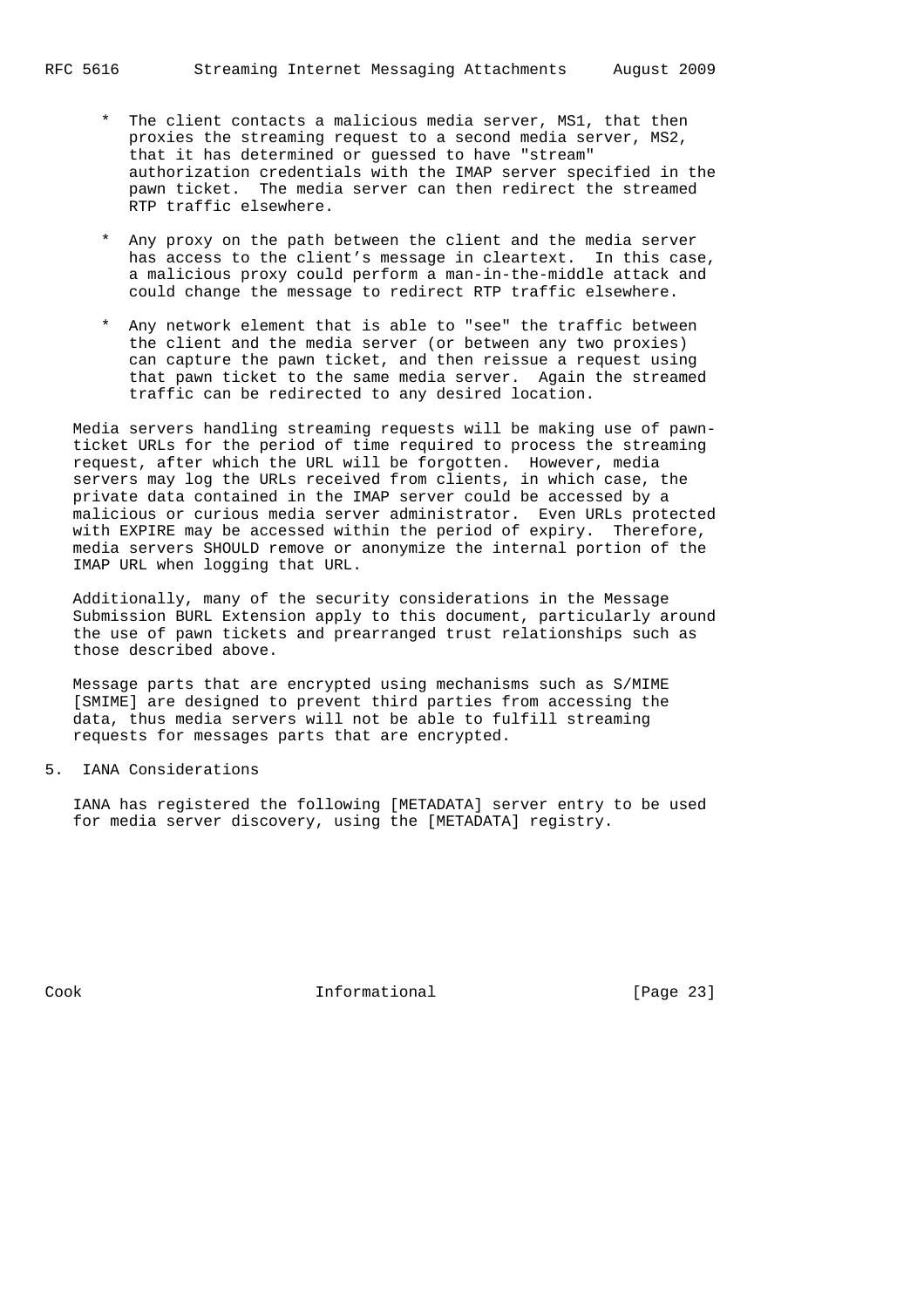* The client contacts a malicious media server, MS1, that then proxies the streaming request to a second media server, MS2, that it has determined or guessed to have "stream" authorization credentials with the IMAP server specified in the pawn ticket. The media server can then redirect the streamed RTP traffic elsewhere.

* Any proxy on the path between the client and the media server has access to the client's message in cleartext. In this case, a malicious proxy could perform a man-in-the-middle attack and could change the message to redirect RTP traffic elsewhere.

* Any network element that is able to "see" the traffic between the client and the media server (or between any two proxies) can capture the pawn ticket, and then reissue a request using that pawn ticket to the same media server. Again the streamed traffic can be redirected to any desired location.

Media servers handling streaming requests will be making use of pawn-ticket URLs for the period of time required to process the streaming request, after which the URL will be forgotten. However, media servers may log the URLs received from clients, in which case, the private data contained in the IMAP server could be accessed by a malicious or curious media server administrator. Even URLs protected with EXPIRE may be accessed within the period of expiry. Therefore, media servers SHOULD remove or anonymize the internal portion of the IMAP URL when logging that URL.

Additionally, many of the security considerations in the Message Submission BURL Extension apply to this document, particularly around the use of pawn tickets and prearranged trust relationships such as those described above.

Message parts that are encrypted using mechanisms such as S/MIME [SMIME] are designed to prevent third parties from accessing the data, thus media servers will not be able to fulfill streaming requests for messages parts that are encrypted.

## 5. IANA Considerations

IANA has registered the following [METADATA] server entry to be used for media server discovery, using the [METADATA] registry.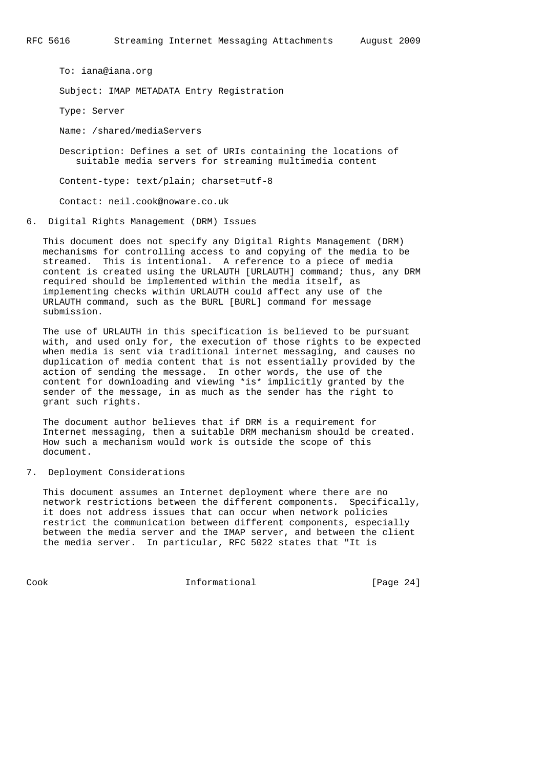To: iana@iana.org

Subject: IMAP METADATA Entry Registration

Type: Server

Name: /shared/mediaServers

Description: Defines a set of URIs containing the locations of suitable media servers for streaming multimedia content

Content-type: text/plain; charset=utf-8

Contact: neil.cook@noware.co.uk

## 6. Digital Rights Management (DRM) Issues

This document does not specify any Digital Rights Management (DRM) mechanisms for controlling access to and copying of the media to be streamed. This is intentional. A reference to a piece of media content is created using the URLAUTH [URLAUTH] command; thus, any DRM required should be implemented within the media itself, as implementing checks within URLAUTH could affect any use of the URLAUTH command, such as the BURL [BURL] command for message submission.

The use of URLAUTH in this specification is believed to be pursuant with, and used only for, the execution of those rights to be expected when media is sent via traditional internet messaging, and causes no duplication of media content that is not essentially provided by the action of sending the message. In other words, the use of the content for downloading and viewing *is* implicitly granted by the sender of the message, in as much as the sender has the right to grant such rights.

The document author believes that if DRM is a requirement for Internet messaging, then a suitable DRM mechanism should be created. How such a mechanism would work is outside the scope of this document.

## 7. Deployment Considerations

This document assumes an Internet deployment where there are no network restrictions between the different components. Specifically, it does not address issues that can occur when network policies restrict the communication between different components, especially between the media server and the IMAP server, and between the client the media server. In particular, RFC 5022 states that "It is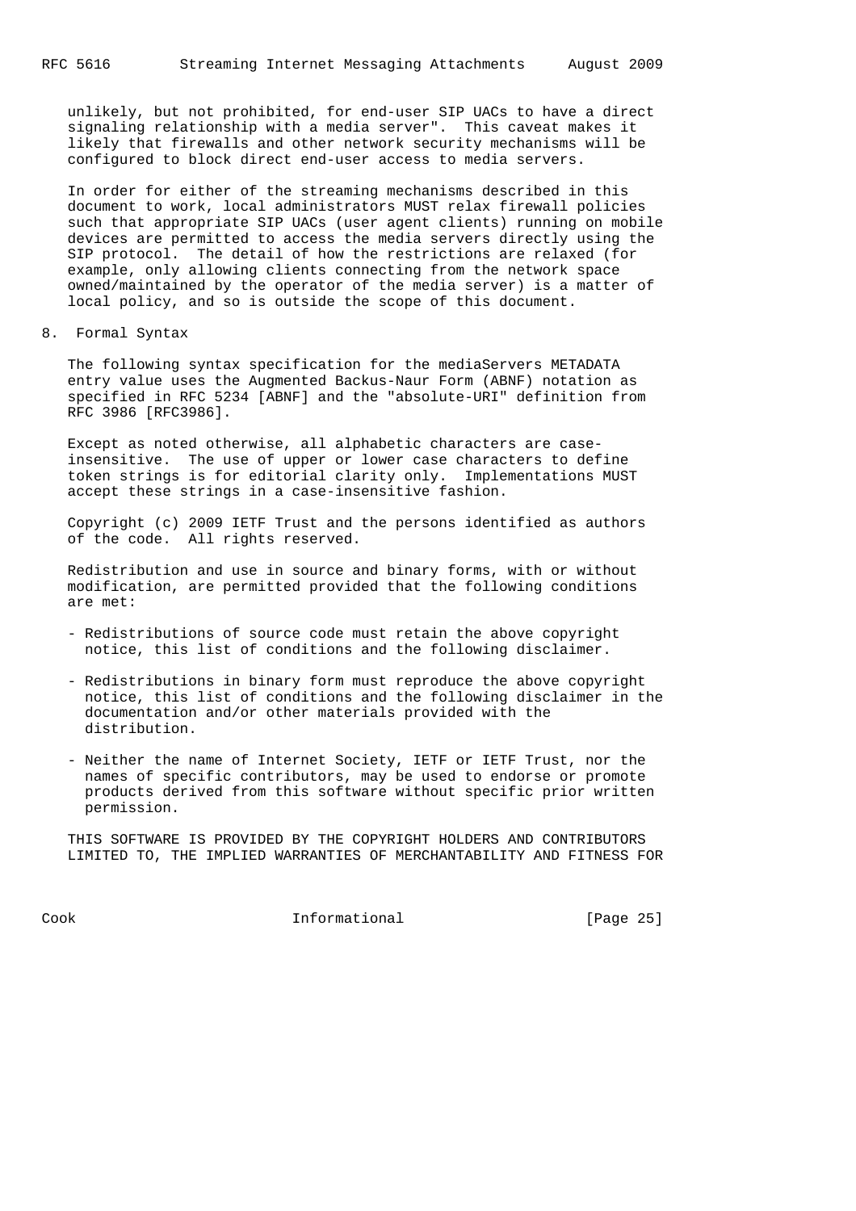unlikely, but not prohibited, for end-user SIP UACs to have a direct signaling relationship with a media server". This caveat makes it likely that firewalls and other network security mechanisms will be configured to block direct end-user access to media servers.

In order for either of the streaming mechanisms described in this document to work, local administrators MUST relax firewall policies such that appropriate SIP UACs (user agent clients) running on mobile devices are permitted to access the media servers directly using the SIP protocol. The detail of how the restrictions are relaxed (for example, only allowing clients connecting from the network space owned/maintained by the operator of the media server) is a matter of local policy, and so is outside the scope of this document.

## 8. Formal Syntax

The following syntax specification for the mediaServers METADATA entry value uses the Augmented Backus-Naur Form (ABNF) notation as specified in RFC 5234 [ABNF] and the "absolute-URI" definition from RFC 3986 [RFC3986].

Except as noted otherwise, all alphabetic characters are case-insensitive. The use of upper or lower case characters to define token strings is for editorial clarity only. Implementations MUST accept these strings in a case-insensitive fashion.

Copyright (c) 2009 IETF Trust and the persons identified as authors of the code. All rights reserved.

Redistribution and use in source and binary forms, with or without modification, are permitted provided that the following conditions are met:

- Redistributions of source code must retain the above copyright notice, this list of conditions and the following disclaimer.

- Redistributions in binary form must reproduce the above copyright notice, this list of conditions and the following disclaimer in the documentation and/or other materials provided with the distribution.

- Neither the name of Internet Society, IETF or IETF Trust, nor the names of specific contributors, may be used to endorse or promote products derived from this software without specific prior written permission.

THIS SOFTWARE IS PROVIDED BY THE COPYRIGHT HOLDERS AND CONTRIBUTORS LIMITED TO, THE IMPLIED WARRANTIES OF MERCHANTABILITY AND FITNESS FOR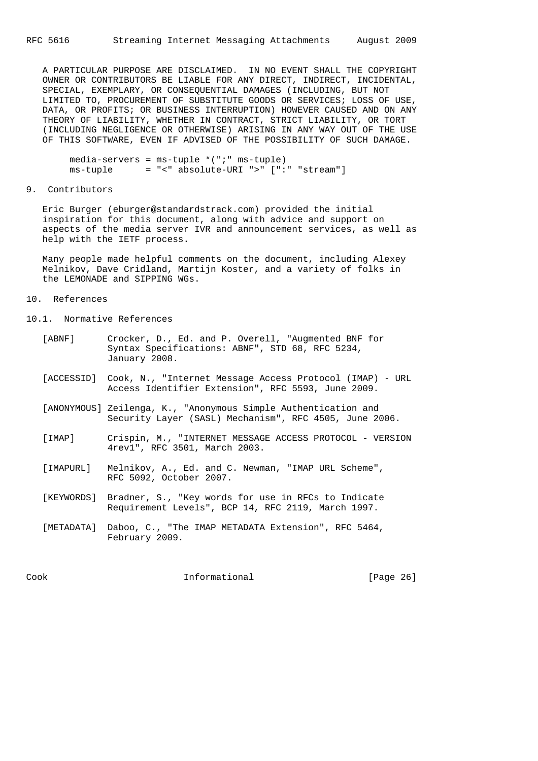A PARTICULAR PURPOSE ARE DISCLAIMED. IN NO EVENT SHALL THE COPYRIGHT OWNER OR CONTRIBUTORS BE LIABLE FOR ANY DIRECT, INDIRECT, INCIDENTAL, SPECIAL, EXEMPLARY, OR CONSEQUENTIAL DAMAGES (INCLUDING, BUT NOT LIMITED TO, PROCUREMENT OF SUBSTITUTE GOODS OR SERVICES; LOSS OF USE, DATA, OR PROFITS; OR BUSINESS INTERRUPTION) HOWEVER CAUSED AND ON ANY THEORY OF LIABILITY, WHETHER IN CONTRACT, STRICT LIABILITY, OR TORT (INCLUDING NEGLIGENCE OR OTHERWISE) ARISING IN ANY WAY OUT OF THE USE OF THIS SOFTWARE, EVEN IF ADVISED OF THE POSSIBILITY OF SUCH DAMAGE.

```
media-servers = ms-tuple *(";" ms-tuple)
ms-tuple      = "<" absolute-URI ">" [":" "stream"]
```

## 9. Contributors

Eric Burger (eburger@standardstrack.com) provided the initial inspiration for this document, along with advice and support on aspects of the media server IVR and announcement services, as well as help with the IETF process.

Many people made helpful comments on the document, including Alexey Melnikov, Dave Cridland, Martijn Koster, and a variety of folks in the LEMONADE and SIPPING WGs.

## 10. References

### 10.1. Normative References

[ABNF] Crocker, D., Ed. and P. Overell, "Augmented BNF for Syntax Specifications: ABNF", STD 68, RFC 5234, January 2008.

[ACCESSID] Cook, N., "Internet Message Access Protocol (IMAP) - URL Access Identifier Extension", RFC 5593, June 2009.

[ANONYMOUS] Zeilenga, K., "Anonymous Simple Authentication and Security Layer (SASL) Mechanism", RFC 4505, June 2006.

[IMAP] Crispin, M., "INTERNET MESSAGE ACCESS PROTOCOL - VERSION 4rev1", RFC 3501, March 2003.

[IMAPURL] Melnikov, A., Ed. and C. Newman, "IMAP URL Scheme", RFC 5092, October 2007.

[KEYWORDS] Bradner, S., "Key words for use in RFCs to Indicate Requirement Levels", BCP 14, RFC 2119, March 1997.

[METADATA] Daboo, C., "The IMAP METADATA Extension", RFC 5464, February 2009.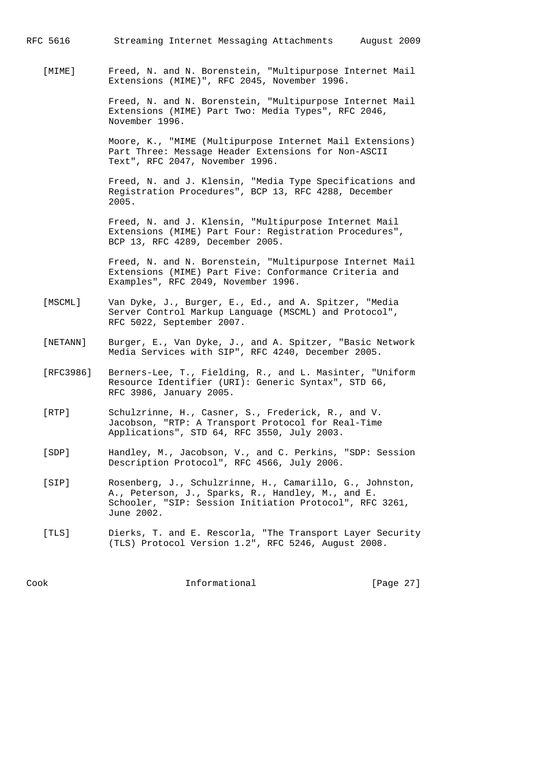[MIME] Freed, N. and N. Borenstein, "Multipurpose Internet Mail Extensions (MIME)", RFC 2045, November 1996.

Freed, N. and N. Borenstein, "Multipurpose Internet Mail Extensions (MIME) Part Two: Media Types", RFC 2046, November 1996.

Moore, K., "MIME (Multipurpose Internet Mail Extensions) Part Three: Message Header Extensions for Non-ASCII Text", RFC 2047, November 1996.

Freed, N. and J. Klensin, "Media Type Specifications and Registration Procedures", BCP 13, RFC 4288, December 2005.

Freed, N. and J. Klensin, "Multipurpose Internet Mail Extensions (MIME) Part Four: Registration Procedures", BCP 13, RFC 4289, December 2005.

Freed, N. and N. Borenstein, "Multipurpose Internet Mail Extensions (MIME) Part Five: Conformance Criteria and Examples", RFC 2049, November 1996.

[MSCML] Van Dyke, J., Burger, E., Ed., and A. Spitzer, "Media Server Control Markup Language (MSCML) and Protocol", RFC 5022, September 2007.

[NETANN] Burger, E., Van Dyke, J., and A. Spitzer, "Basic Network Media Services with SIP", RFC 4240, December 2005.

[RFC3986] Berners-Lee, T., Fielding, R., and L. Masinter, "Uniform Resource Identifier (URI): Generic Syntax", STD 66, RFC 3986, January 2005.

[RTP] Schulzrinne, H., Casner, S., Frederick, R., and V. Jacobson, "RTP: A Transport Protocol for Real-Time Applications", STD 64, RFC 3550, July 2003.

[SDP] Handley, M., Jacobson, V., and C. Perkins, "SDP: Session Description Protocol", RFC 4566, July 2006.

[SIP] Rosenberg, J., Schulzrinne, H., Camarillo, G., Johnston, A., Peterson, J., Sparks, R., Handley, M., and E. Schooler, "SIP: Session Initiation Protocol", RFC 3261, June 2002.

[TLS] Dierks, T. and E. Rescorla, "The Transport Layer Security (TLS) Protocol Version 1.2", RFC 5246, August 2008.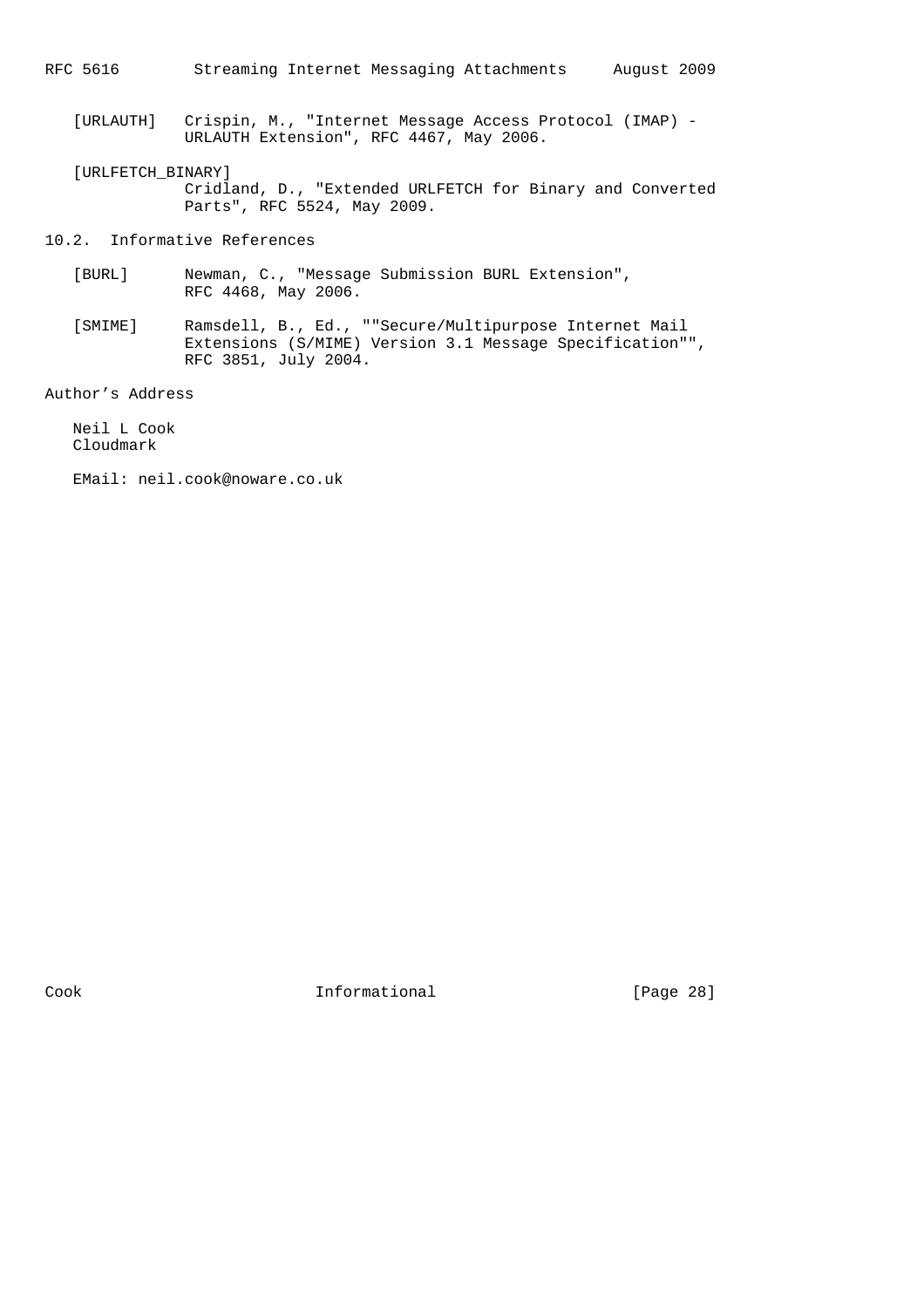[URLAUTH] Crispin, M., "Internet Message Access Protocol (IMAP) - URLAUTH Extension", RFC 4467, May 2006.

[URLFETCH_BINARY] Cridland, D., "Extended URLFETCH for Binary and Converted Parts", RFC 5524, May 2009.

## 10.2. Informative References

[BURL] Newman, C., "Message Submission BURL Extension", RFC 4468, May 2006.

[SMIME] Ramsdell, B., Ed., ""Secure/Multipurpose Internet Mail Extensions (S/MIME) Version 3.1 Message Specification"", RFC 3851, July 2004.

## Author's Address

Neil L Cook
Cloudmark

EMail: neil.cook@noware.co.uk